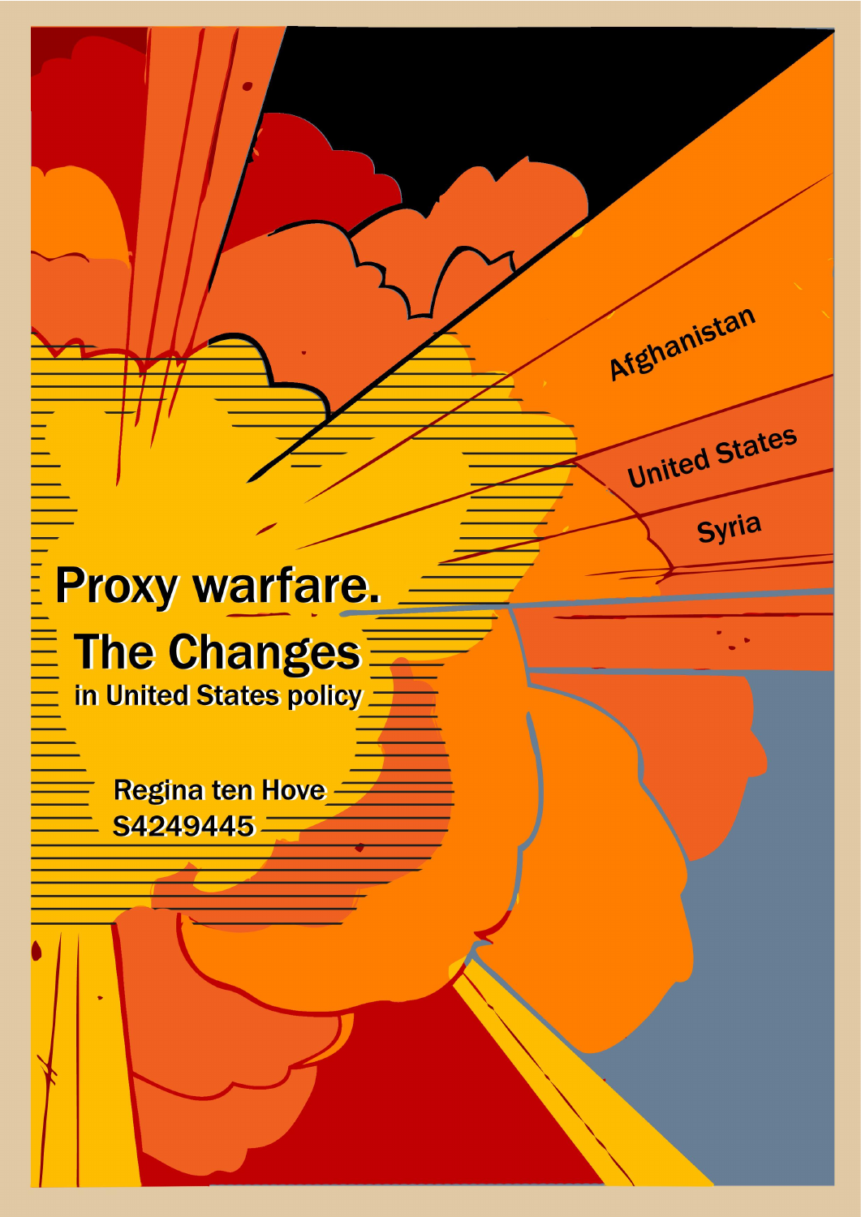Afghanistan

United States

Syria

# Proxy warfare.

## The Changes

### in United States policy

Regina ten Hove

S4249445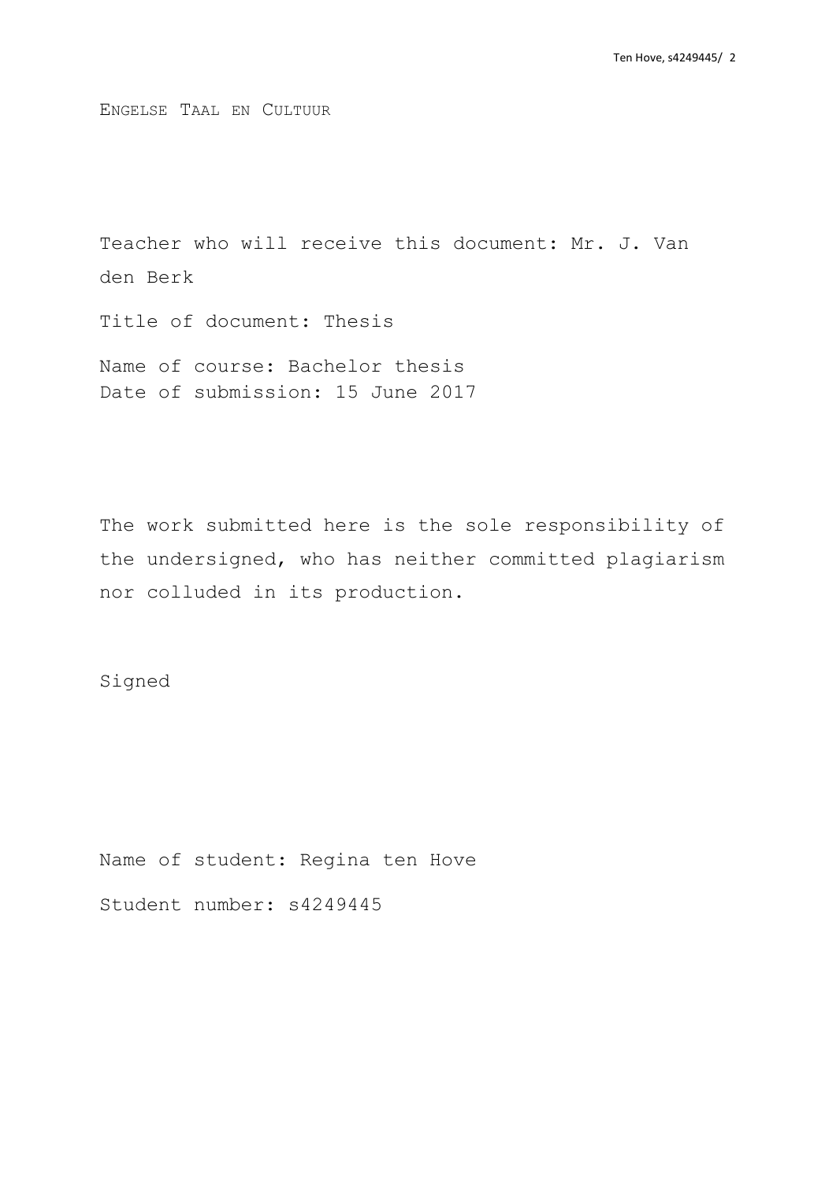ENGELSE TAAL EN CULTUUR

Teacher who will receive this document: Mr. J. Van den Berk

Title of document: Thesis

Name of course: Bachelor thesis
Date of submission: 15 June 2017

The work submitted here is the sole responsibility of the undersigned, who has neither committed plagiarism nor colluded in its production.

Signed

Name of student: Regina ten Hove

Student number: s4249445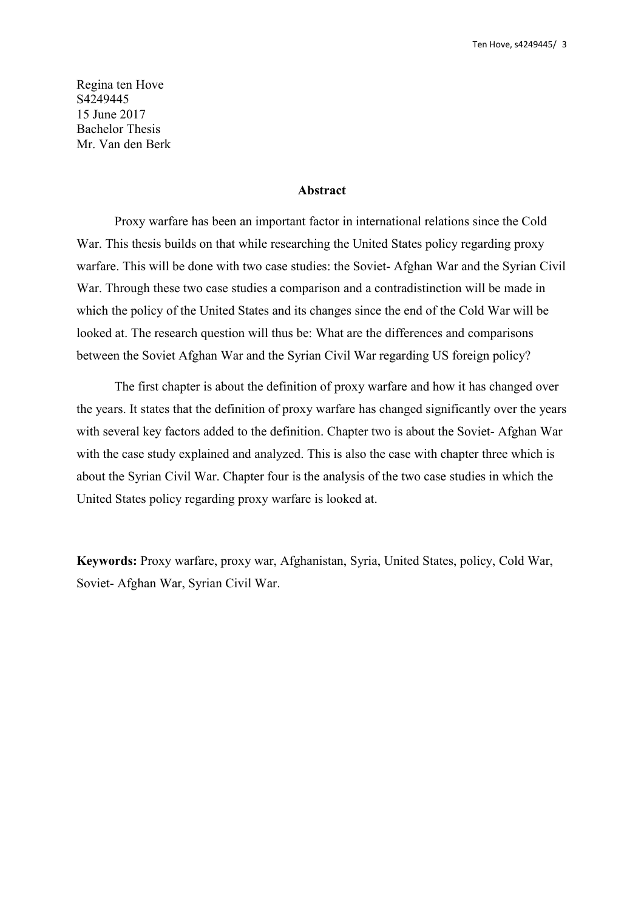Regina ten Hove  
S4249445  
15 June 2017  
Bachelor Thesis  
Mr. Van den Berk

## Abstract

Proxy warfare has been an important factor in international relations since the Cold War. This thesis builds on that while researching the United States policy regarding proxy warfare. This will be done with two case studies: the Soviet- Afghan War and the Syrian Civil War. Through these two case studies a comparison and a contradistinction will be made in which the policy of the United States and its changes since the end of the Cold War will be looked at. The research question will thus be: What are the differences and comparisons between the Soviet Afghan War and the Syrian Civil War regarding US foreign policy?

The first chapter is about the definition of proxy warfare and how it has changed over the years. It states that the definition of proxy warfare has changed significantly over the years with several key factors added to the definition. Chapter two is about the Soviet- Afghan War with the case study explained and analyzed. This is also the case with chapter three which is about the Syrian Civil War. Chapter four is the analysis of the two case studies in which the United States policy regarding proxy warfare is looked at.

**Keywords:** Proxy warfare, proxy war, Afghanistan, Syria, United States, policy, Cold War, Soviet- Afghan War, Syrian Civil War.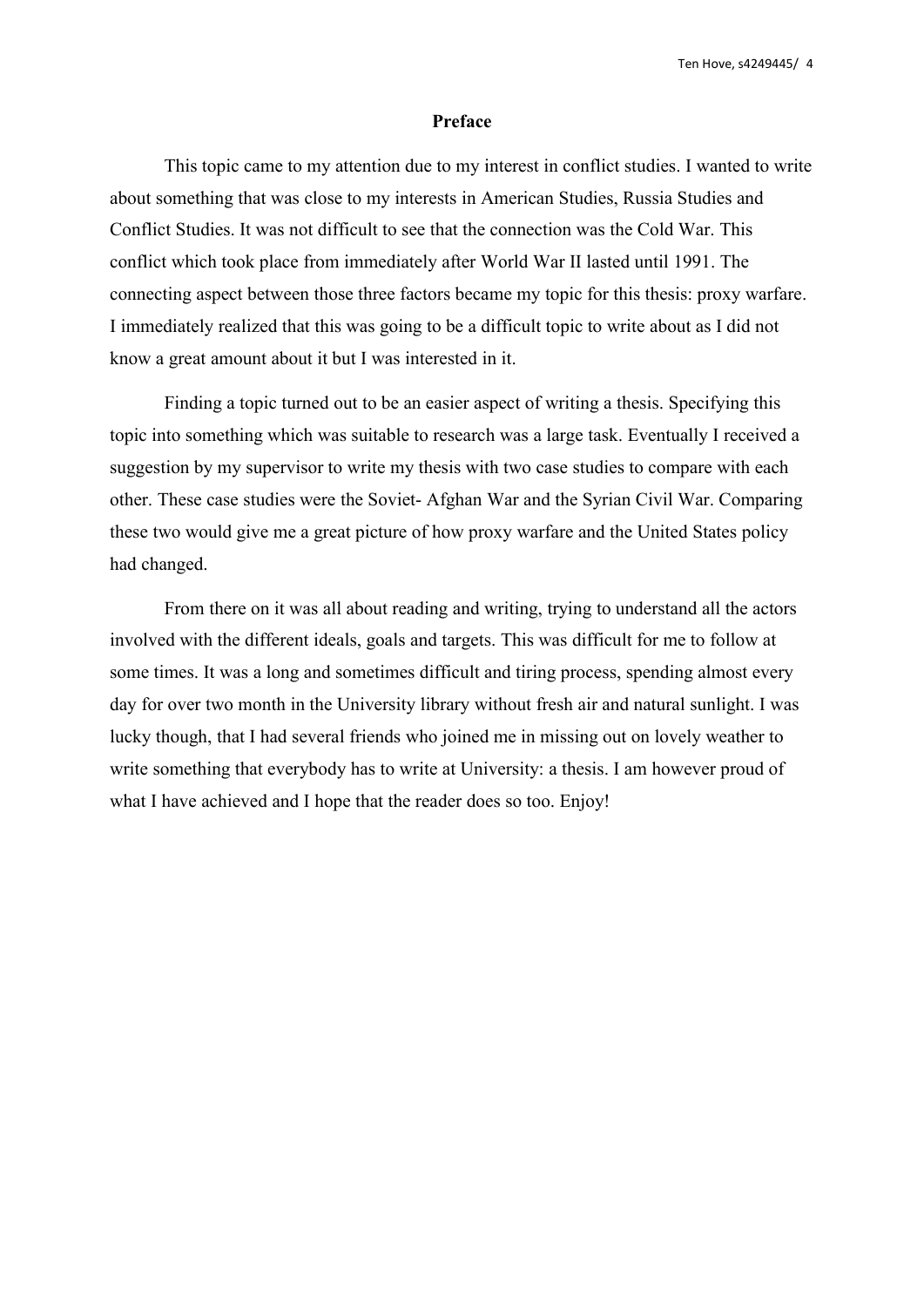# Preface

This topic came to my attention due to my interest in conflict studies. I wanted to write about something that was close to my interests in American Studies, Russia Studies and Conflict Studies. It was not difficult to see that the connection was the Cold War. This conflict which took place from immediately after World War II lasted until 1991. The connecting aspect between those three factors became my topic for this thesis: proxy warfare. I immediately realized that this was going to be a difficult topic to write about as I did not know a great amount about it but I was interested in it.

Finding a topic turned out to be an easier aspect of writing a thesis. Specifying this topic into something which was suitable to research was a large task. Eventually I received a suggestion by my supervisor to write my thesis with two case studies to compare with each other. These case studies were the Soviet- Afghan War and the Syrian Civil War. Comparing these two would give me a great picture of how proxy warfare and the United States policy had changed.

From there on it was all about reading and writing, trying to understand all the actors involved with the different ideals, goals and targets. This was difficult for me to follow at some times. It was a long and sometimes difficult and tiring process, spending almost every day for over two month in the University library without fresh air and natural sunlight. I was lucky though, that I had several friends who joined me in missing out on lovely weather to write something that everybody has to write at University: a thesis. I am however proud of what I have achieved and I hope that the reader does so too. Enjoy!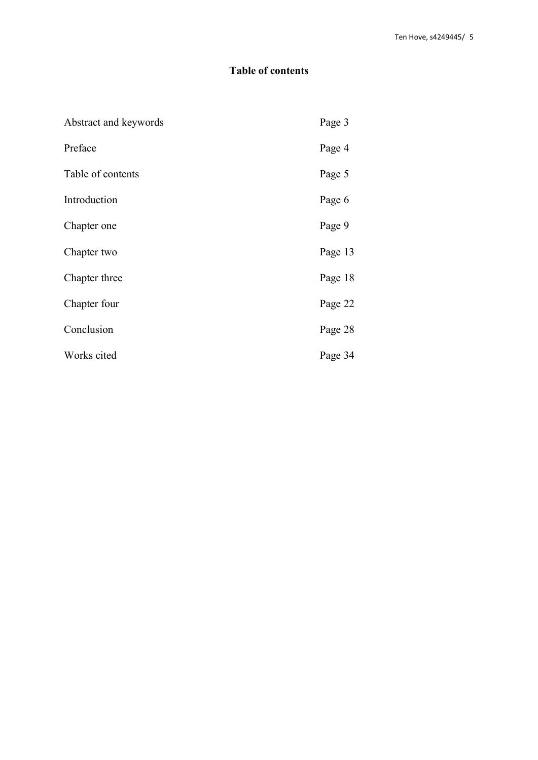# Table of contents

| | |
|---|---|
| Abstract and keywords | Page 3 |
| Preface | Page 4 |
| Table of contents | Page 5 |
| Introduction | Page 6 |
| Chapter one | Page 9 |
| Chapter two | Page 13 |
| Chapter three | Page 18 |
| Chapter four | Page 22 |
| Conclusion | Page 28 |
| Works cited | Page 34 |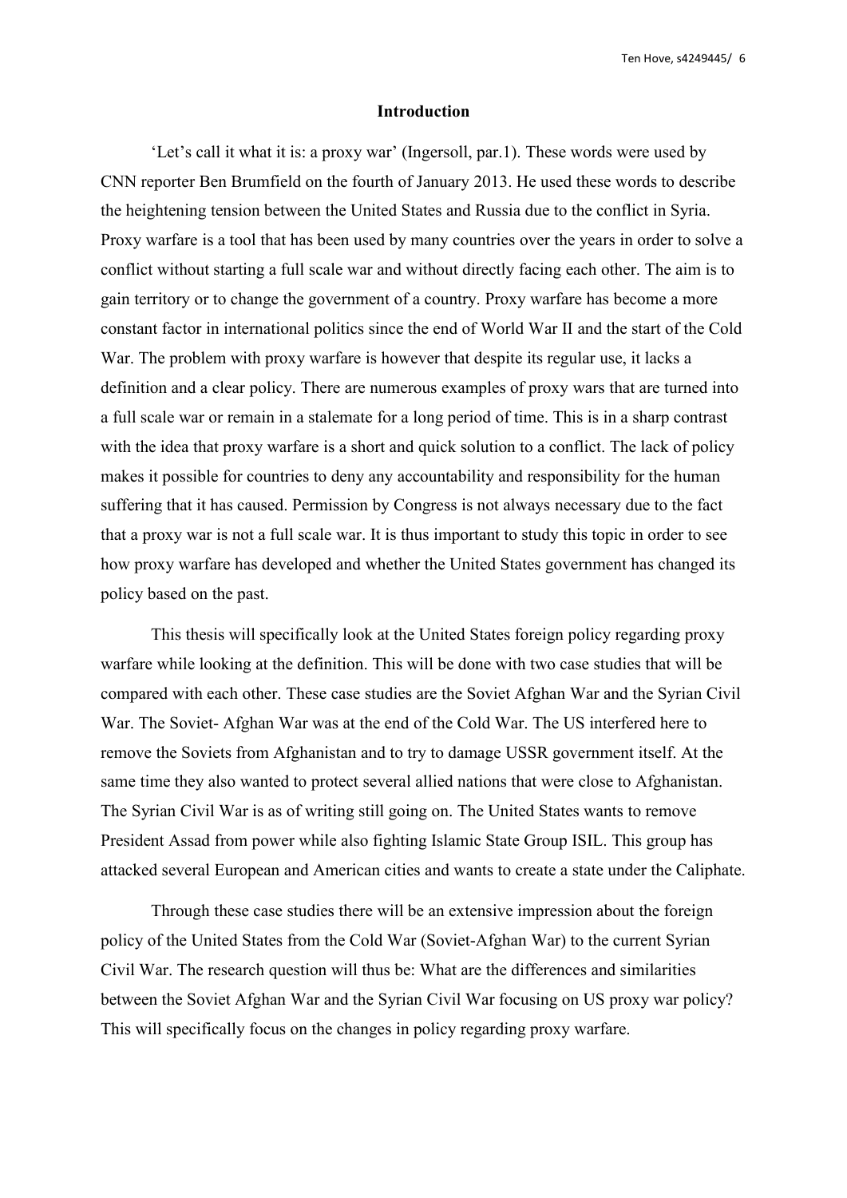## Introduction

'Let's call it what it is: a proxy war' (Ingersoll, par.1). These words were used by CNN reporter Ben Brumfield on the fourth of January 2013. He used these words to describe the heightening tension between the United States and Russia due to the conflict in Syria. Proxy warfare is a tool that has been used by many countries over the years in order to solve a conflict without starting a full scale war and without directly facing each other. The aim is to gain territory or to change the government of a country. Proxy warfare has become a more constant factor in international politics since the end of World War II and the start of the Cold War. The problem with proxy warfare is however that despite its regular use, it lacks a definition and a clear policy. There are numerous examples of proxy wars that are turned into a full scale war or remain in a stalemate for a long period of time. This is in a sharp contrast with the idea that proxy warfare is a short and quick solution to a conflict. The lack of policy makes it possible for countries to deny any accountability and responsibility for the human suffering that it has caused. Permission by Congress is not always necessary due to the fact that a proxy war is not a full scale war. It is thus important to study this topic in order to see how proxy warfare has developed and whether the United States government has changed its policy based on the past.

This thesis will specifically look at the United States foreign policy regarding proxy warfare while looking at the definition. This will be done with two case studies that will be compared with each other. These case studies are the Soviet Afghan War and the Syrian Civil War. The Soviet- Afghan War was at the end of the Cold War. The US interfered here to remove the Soviets from Afghanistan and to try to damage USSR government itself. At the same time they also wanted to protect several allied nations that were close to Afghanistan. The Syrian Civil War is as of writing still going on. The United States wants to remove President Assad from power while also fighting Islamic State Group ISIL. This group has attacked several European and American cities and wants to create a state under the Caliphate.

Through these case studies there will be an extensive impression about the foreign policy of the United States from the Cold War (Soviet-Afghan War) to the current Syrian Civil War. The research question will thus be: What are the differences and similarities between the Soviet Afghan War and the Syrian Civil War focusing on US proxy war policy? This will specifically focus on the changes in policy regarding proxy warfare.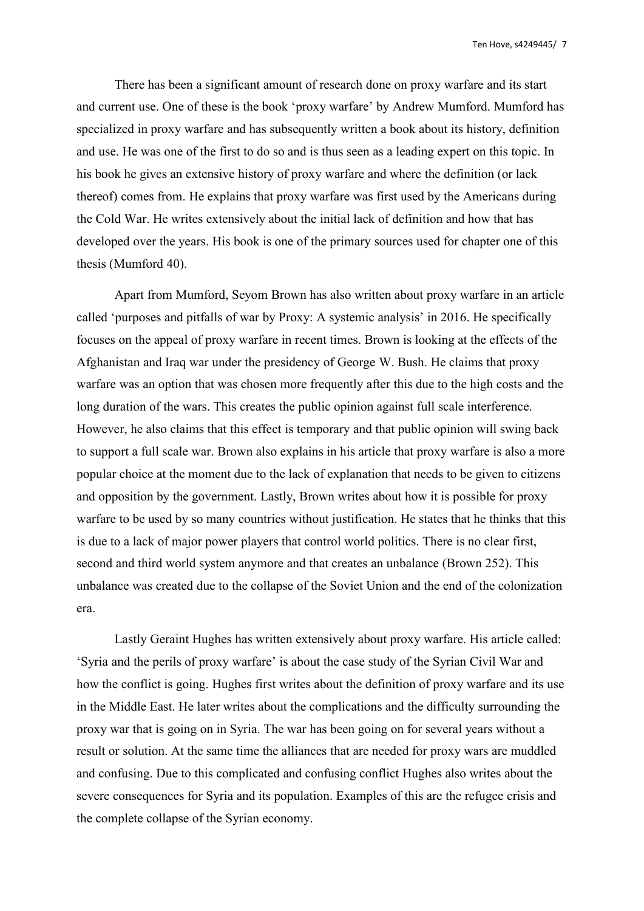There has been a significant amount of research done on proxy warfare and its start and current use. One of these is the book 'proxy warfare' by Andrew Mumford. Mumford has specialized in proxy warfare and has subsequently written a book about its history, definition and use. He was one of the first to do so and is thus seen as a leading expert on this topic. In his book he gives an extensive history of proxy warfare and where the definition (or lack thereof) comes from. He explains that proxy warfare was first used by the Americans during the Cold War. He writes extensively about the initial lack of definition and how that has developed over the years. His book is one of the primary sources used for chapter one of this thesis (Mumford 40).

Apart from Mumford, Seyom Brown has also written about proxy warfare in an article called 'purposes and pitfalls of war by Proxy: A systemic analysis' in 2016. He specifically focuses on the appeal of proxy warfare in recent times. Brown is looking at the effects of the Afghanistan and Iraq war under the presidency of George W. Bush. He claims that proxy warfare was an option that was chosen more frequently after this due to the high costs and the long duration of the wars. This creates the public opinion against full scale interference. However, he also claims that this effect is temporary and that public opinion will swing back to support a full scale war. Brown also explains in his article that proxy warfare is also a more popular choice at the moment due to the lack of explanation that needs to be given to citizens and opposition by the government. Lastly, Brown writes about how it is possible for proxy warfare to be used by so many countries without justification. He states that he thinks that this is due to a lack of major power players that control world politics. There is no clear first, second and third world system anymore and that creates an unbalance (Brown 252). This unbalance was created due to the collapse of the Soviet Union and the end of the colonization era.

Lastly Geraint Hughes has written extensively about proxy warfare. His article called: 'Syria and the perils of proxy warfare' is about the case study of the Syrian Civil War and how the conflict is going. Hughes first writes about the definition of proxy warfare and its use in the Middle East. He later writes about the complications and the difficulty surrounding the proxy war that is going on in Syria. The war has been going on for several years without a result or solution. At the same time the alliances that are needed for proxy wars are muddled and confusing. Due to this complicated and confusing conflict Hughes also writes about the severe consequences for Syria and its population. Examples of this are the refugee crisis and the complete collapse of the Syrian economy.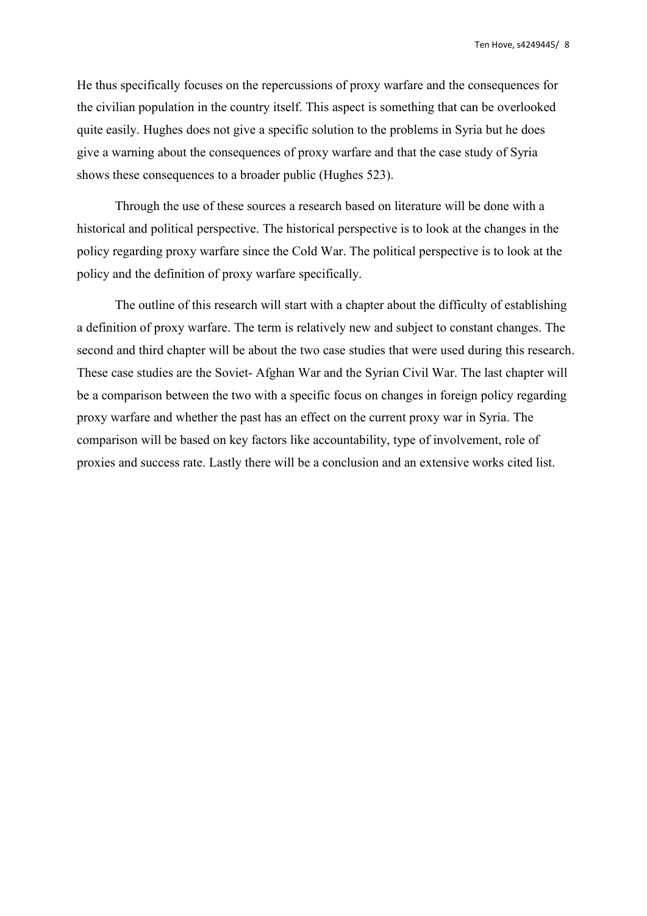He thus specifically focuses on the repercussions of proxy warfare and the consequences for the civilian population in the country itself. This aspect is something that can be overlooked quite easily. Hughes does not give a specific solution to the problems in Syria but he does give a warning about the consequences of proxy warfare and that the case study of Syria shows these consequences to a broader public (Hughes 523).

Through the use of these sources a research based on literature will be done with a historical and political perspective. The historical perspective is to look at the changes in the policy regarding proxy warfare since the Cold War. The political perspective is to look at the policy and the definition of proxy warfare specifically.

The outline of this research will start with a chapter about the difficulty of establishing a definition of proxy warfare. The term is relatively new and subject to constant changes. The second and third chapter will be about the two case studies that were used during this research. These case studies are the Soviet- Afghan War and the Syrian Civil War. The last chapter will be a comparison between the two with a specific focus on changes in foreign policy regarding proxy warfare and whether the past has an effect on the current proxy war in Syria. The comparison will be based on key factors like accountability, type of involvement, role of proxies and success rate. Lastly there will be a conclusion and an extensive works cited list.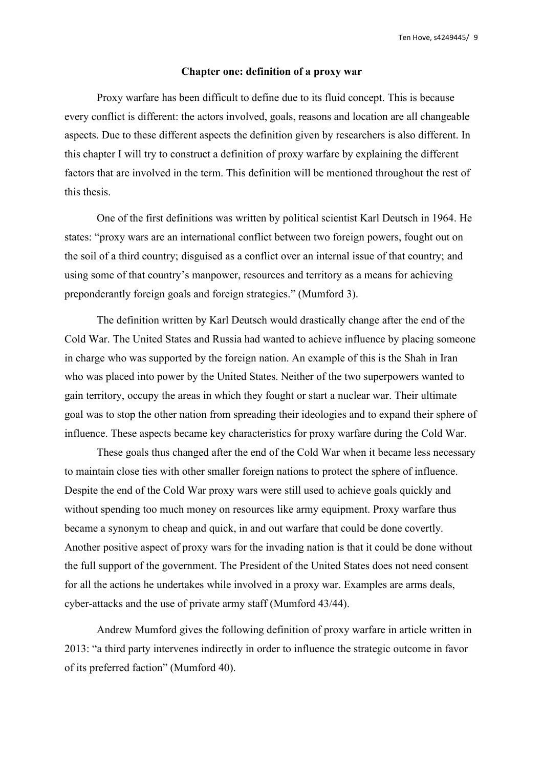## Chapter one: definition of a proxy war

Proxy warfare has been difficult to define due to its fluid concept. This is because every conflict is different: the actors involved, goals, reasons and location are all changeable aspects. Due to these different aspects the definition given by researchers is also different. In this chapter I will try to construct a definition of proxy warfare by explaining the different factors that are involved in the term. This definition will be mentioned throughout the rest of this thesis.

One of the first definitions was written by political scientist Karl Deutsch in 1964. He states: "proxy wars are an international conflict between two foreign powers, fought out on the soil of a third country; disguised as a conflict over an internal issue of that country; and using some of that country's manpower, resources and territory as a means for achieving preponderantly foreign goals and foreign strategies." (Mumford 3).

The definition written by Karl Deutsch would drastically change after the end of the Cold War. The United States and Russia had wanted to achieve influence by placing someone in charge who was supported by the foreign nation. An example of this is the Shah in Iran who was placed into power by the United States. Neither of the two superpowers wanted to gain territory, occupy the areas in which they fought or start a nuclear war. Their ultimate goal was to stop the other nation from spreading their ideologies and to expand their sphere of influence. These aspects became key characteristics for proxy warfare during the Cold War.

These goals thus changed after the end of the Cold War when it became less necessary to maintain close ties with other smaller foreign nations to protect the sphere of influence. Despite the end of the Cold War proxy wars were still used to achieve goals quickly and without spending too much money on resources like army equipment. Proxy warfare thus became a synonym to cheap and quick, in and out warfare that could be done covertly. Another positive aspect of proxy wars for the invading nation is that it could be done without the full support of the government. The President of the United States does not need consent for all the actions he undertakes while involved in a proxy war. Examples are arms deals, cyber-attacks and the use of private army staff (Mumford 43/44).

Andrew Mumford gives the following definition of proxy warfare in article written in 2013: "a third party intervenes indirectly in order to influence the strategic outcome in favor of its preferred faction" (Mumford 40).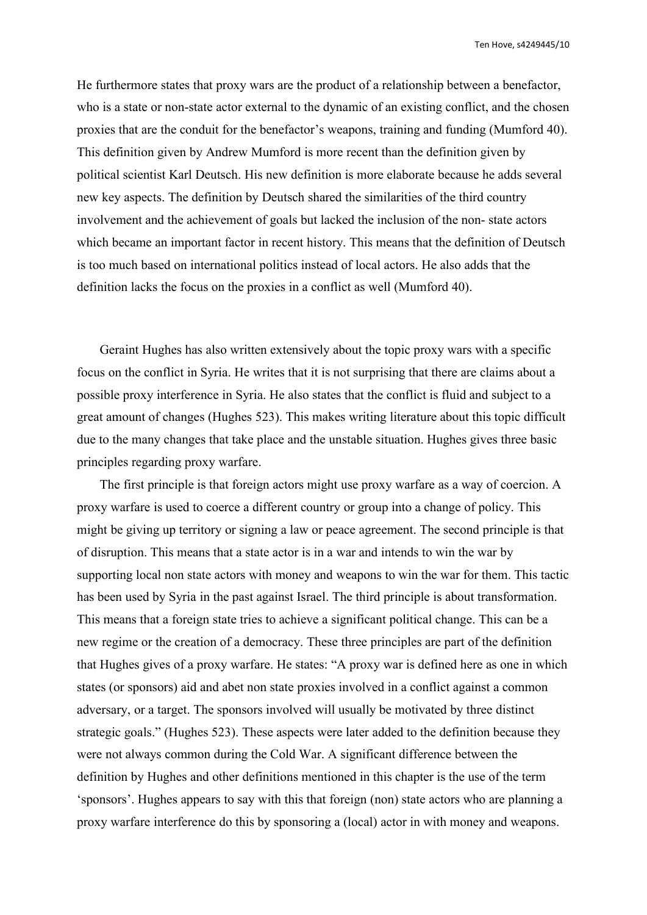He furthermore states that proxy wars are the product of a relationship between a benefactor, who is a state or non-state actor external to the dynamic of an existing conflict, and the chosen proxies that are the conduit for the benefactor's weapons, training and funding (Mumford 40). This definition given by Andrew Mumford is more recent than the definition given by political scientist Karl Deutsch. His new definition is more elaborate because he adds several new key aspects. The definition by Deutsch shared the similarities of the third country involvement and the achievement of goals but lacked the inclusion of the non- state actors which became an important factor in recent history. This means that the definition of Deutsch is too much based on international politics instead of local actors. He also adds that the definition lacks the focus on the proxies in a conflict as well (Mumford 40).

Geraint Hughes has also written extensively about the topic proxy wars with a specific focus on the conflict in Syria. He writes that it is not surprising that there are claims about a possible proxy interference in Syria. He also states that the conflict is fluid and subject to a great amount of changes (Hughes 523). This makes writing literature about this topic difficult due to the many changes that take place and the unstable situation. Hughes gives three basic principles regarding proxy warfare.

The first principle is that foreign actors might use proxy warfare as a way of coercion. A proxy warfare is used to coerce a different country or group into a change of policy. This might be giving up territory or signing a law or peace agreement. The second principle is that of disruption. This means that a state actor is in a war and intends to win the war by supporting local non state actors with money and weapons to win the war for them. This tactic has been used by Syria in the past against Israel. The third principle is about transformation. This means that a foreign state tries to achieve a significant political change. This can be a new regime or the creation of a democracy. These three principles are part of the definition that Hughes gives of a proxy warfare. He states: "A proxy war is defined here as one in which states (or sponsors) aid and abet non state proxies involved in a conflict against a common adversary, or a target. The sponsors involved will usually be motivated by three distinct strategic goals." (Hughes 523). These aspects were later added to the definition because they were not always common during the Cold War. A significant difference between the definition by Hughes and other definitions mentioned in this chapter is the use of the term 'sponsors'. Hughes appears to say with this that foreign (non) state actors who are planning a proxy warfare interference do this by sponsoring a (local) actor in with money and weapons.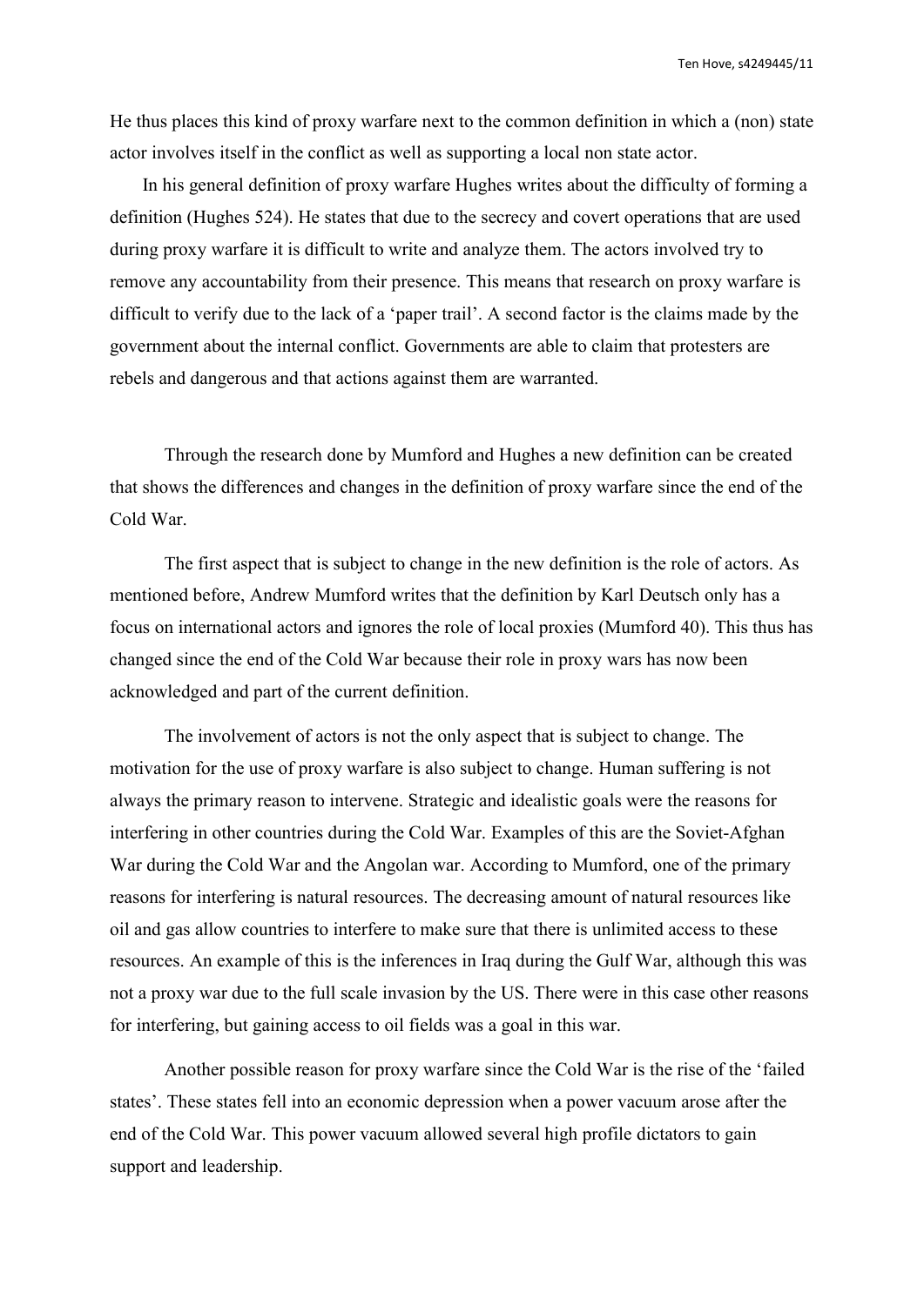He thus places this kind of proxy warfare next to the common definition in which a (non) state actor involves itself in the conflict as well as supporting a local non state actor.

In his general definition of proxy warfare Hughes writes about the difficulty of forming a definition (Hughes 524). He states that due to the secrecy and covert operations that are used during proxy warfare it is difficult to write and analyze them. The actors involved try to remove any accountability from their presence. This means that research on proxy warfare is difficult to verify due to the lack of a 'paper trail'. A second factor is the claims made by the government about the internal conflict. Governments are able to claim that protesters are rebels and dangerous and that actions against them are warranted.

Through the research done by Mumford and Hughes a new definition can be created that shows the differences and changes in the definition of proxy warfare since the end of the Cold War.

The first aspect that is subject to change in the new definition is the role of actors. As mentioned before, Andrew Mumford writes that the definition by Karl Deutsch only has a focus on international actors and ignores the role of local proxies (Mumford 40). This thus has changed since the end of the Cold War because their role in proxy wars has now been acknowledged and part of the current definition.

The involvement of actors is not the only aspect that is subject to change. The motivation for the use of proxy warfare is also subject to change. Human suffering is not always the primary reason to intervene. Strategic and idealistic goals were the reasons for interfering in other countries during the Cold War. Examples of this are the Soviet-Afghan War during the Cold War and the Angolan war. According to Mumford, one of the primary reasons for interfering is natural resources. The decreasing amount of natural resources like oil and gas allow countries to interfere to make sure that there is unlimited access to these resources. An example of this is the inferences in Iraq during the Gulf War, although this was not a proxy war due to the full scale invasion by the US. There were in this case other reasons for interfering, but gaining access to oil fields was a goal in this war.

Another possible reason for proxy warfare since the Cold War is the rise of the 'failed states'. These states fell into an economic depression when a power vacuum arose after the end of the Cold War. This power vacuum allowed several high profile dictators to gain support and leadership.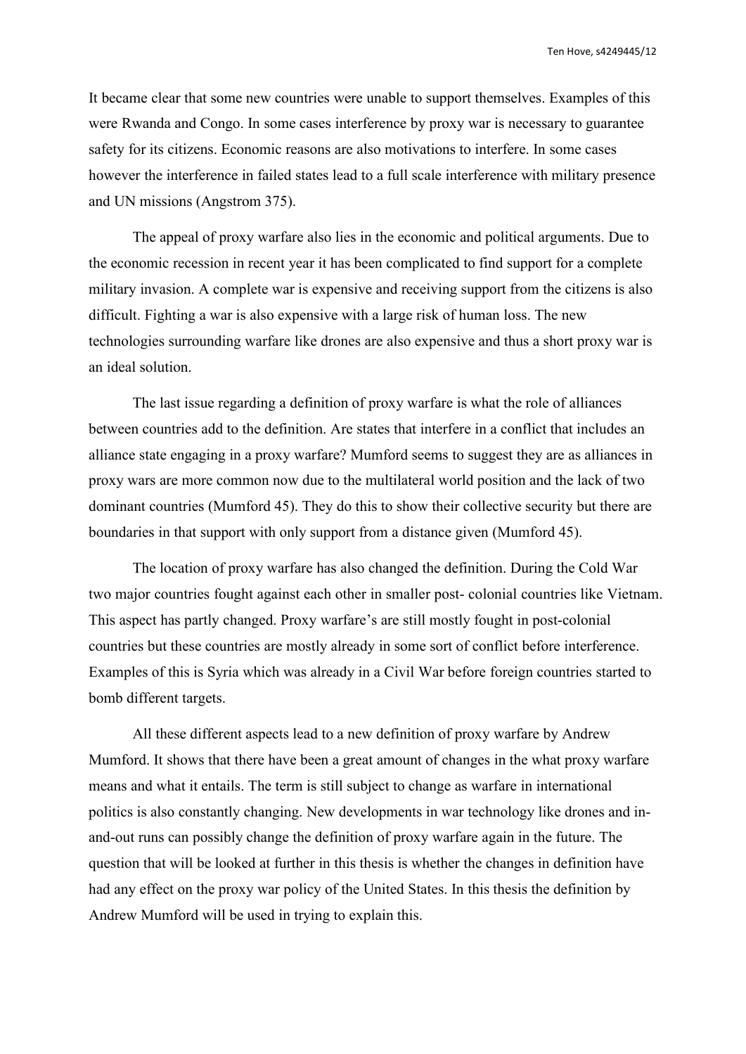It became clear that some new countries were unable to support themselves. Examples of this were Rwanda and Congo. In some cases interference by proxy war is necessary to guarantee safety for its citizens. Economic reasons are also motivations to interfere. In some cases however the interference in failed states lead to a full scale interference with military presence and UN missions (Angstrom 375).

The appeal of proxy warfare also lies in the economic and political arguments. Due to the economic recession in recent year it has been complicated to find support for a complete military invasion. A complete war is expensive and receiving support from the citizens is also difficult. Fighting a war is also expensive with a large risk of human loss. The new technologies surrounding warfare like drones are also expensive and thus a short proxy war is an ideal solution.

The last issue regarding a definition of proxy warfare is what the role of alliances between countries add to the definition. Are states that interfere in a conflict that includes an alliance state engaging in a proxy warfare? Mumford seems to suggest they are as alliances in proxy wars are more common now due to the multilateral world position and the lack of two dominant countries (Mumford 45). They do this to show their collective security but there are boundaries in that support with only support from a distance given (Mumford 45).

The location of proxy warfare has also changed the definition. During the Cold War two major countries fought against each other in smaller post- colonial countries like Vietnam. This aspect has partly changed. Proxy warfare's are still mostly fought in post-colonial countries but these countries are mostly already in some sort of conflict before interference. Examples of this is Syria which was already in a Civil War before foreign countries started to bomb different targets.

All these different aspects lead to a new definition of proxy warfare by Andrew Mumford. It shows that there have been a great amount of changes in the what proxy warfare means and what it entails. The term is still subject to change as warfare in international politics is also constantly changing. New developments in war technology like drones and in-and-out runs can possibly change the definition of proxy warfare again in the future. The question that will be looked at further in this thesis is whether the changes in definition have had any effect on the proxy war policy of the United States. In this thesis the definition by Andrew Mumford will be used in trying to explain this.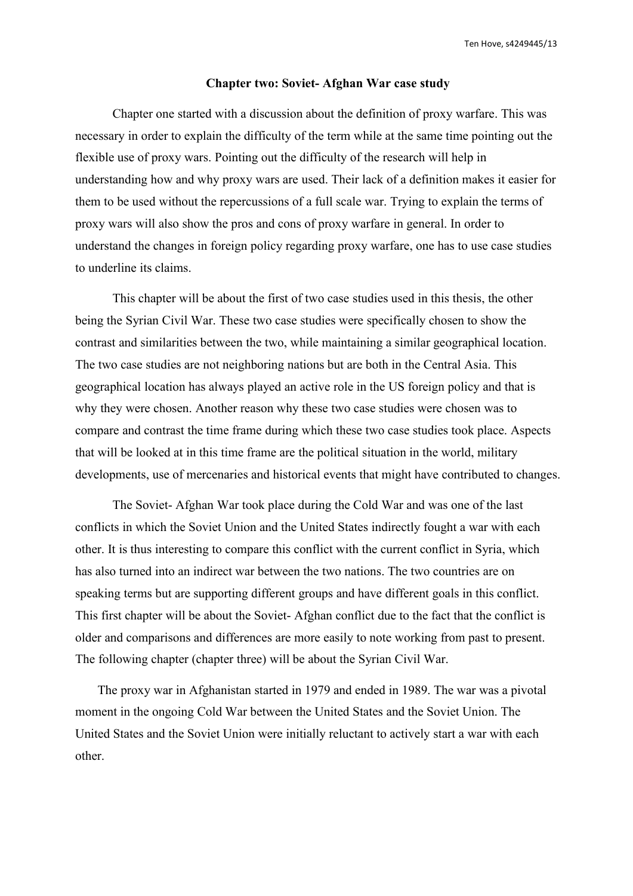## Chapter two: Soviet- Afghan War case study

Chapter one started with a discussion about the definition of proxy warfare. This was necessary in order to explain the difficulty of the term while at the same time pointing out the flexible use of proxy wars. Pointing out the difficulty of the research will help in understanding how and why proxy wars are used. Their lack of a definition makes it easier for them to be used without the repercussions of a full scale war. Trying to explain the terms of proxy wars will also show the pros and cons of proxy warfare in general. In order to understand the changes in foreign policy regarding proxy warfare, one has to use case studies to underline its claims.

This chapter will be about the first of two case studies used in this thesis, the other being the Syrian Civil War. These two case studies were specifically chosen to show the contrast and similarities between the two, while maintaining a similar geographical location. The two case studies are not neighboring nations but are both in the Central Asia. This geographical location has always played an active role in the US foreign policy and that is why they were chosen. Another reason why these two case studies were chosen was to compare and contrast the time frame during which these two case studies took place. Aspects that will be looked at in this time frame are the political situation in the world, military developments, use of mercenaries and historical events that might have contributed to changes.

The Soviet- Afghan War took place during the Cold War and was one of the last conflicts in which the Soviet Union and the United States indirectly fought a war with each other. It is thus interesting to compare this conflict with the current conflict in Syria, which has also turned into an indirect war between the two nations. The two countries are on speaking terms but are supporting different groups and have different goals in this conflict. This first chapter will be about the Soviet- Afghan conflict due to the fact that the conflict is older and comparisons and differences are more easily to note working from past to present. The following chapter (chapter three) will be about the Syrian Civil War.

The proxy war in Afghanistan started in 1979 and ended in 1989. The war was a pivotal moment in the ongoing Cold War between the United States and the Soviet Union. The United States and the Soviet Union were initially reluctant to actively start a war with each other.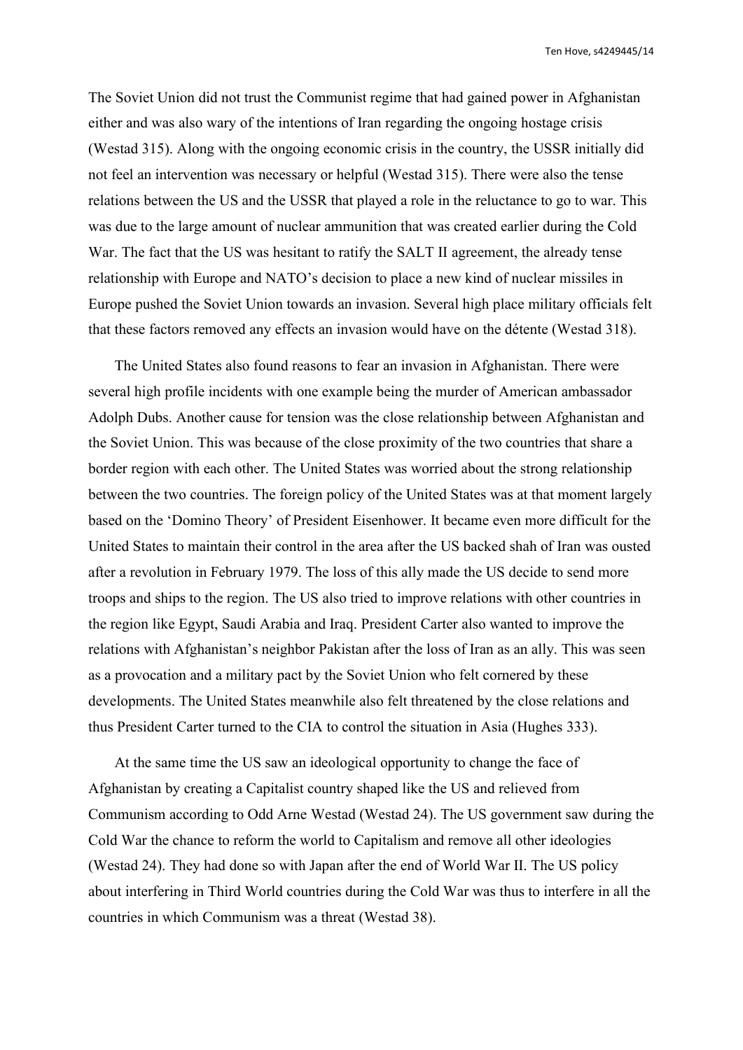The Soviet Union did not trust the Communist regime that had gained power in Afghanistan either and was also wary of the intentions of Iran regarding the ongoing hostage crisis (Westad 315). Along with the ongoing economic crisis in the country, the USSR initially did not feel an intervention was necessary or helpful (Westad 315). There were also the tense relations between the US and the USSR that played a role in the reluctance to go to war. This was due to the large amount of nuclear ammunition that was created earlier during the Cold War. The fact that the US was hesitant to ratify the SALT II agreement, the already tense relationship with Europe and NATO's decision to place a new kind of nuclear missiles in Europe pushed the Soviet Union towards an invasion. Several high place military officials felt that these factors removed any effects an invasion would have on the détente (Westad 318).

The United States also found reasons to fear an invasion in Afghanistan. There were several high profile incidents with one example being the murder of American ambassador Adolph Dubs. Another cause for tension was the close relationship between Afghanistan and the Soviet Union. This was because of the close proximity of the two countries that share a border region with each other. The United States was worried about the strong relationship between the two countries. The foreign policy of the United States was at that moment largely based on the 'Domino Theory' of President Eisenhower. It became even more difficult for the United States to maintain their control in the area after the US backed shah of Iran was ousted after a revolution in February 1979. The loss of this ally made the US decide to send more troops and ships to the region. The US also tried to improve relations with other countries in the region like Egypt, Saudi Arabia and Iraq. President Carter also wanted to improve the relations with Afghanistan's neighbor Pakistan after the loss of Iran as an ally. This was seen as a provocation and a military pact by the Soviet Union who felt cornered by these developments. The United States meanwhile also felt threatened by the close relations and thus President Carter turned to the CIA to control the situation in Asia (Hughes 333).

At the same time the US saw an ideological opportunity to change the face of Afghanistan by creating a Capitalist country shaped like the US and relieved from Communism according to Odd Arne Westad (Westad 24). The US government saw during the Cold War the chance to reform the world to Capitalism and remove all other ideologies (Westad 24). They had done so with Japan after the end of World War II. The US policy about interfering in Third World countries during the Cold War was thus to interfere in all the countries in which Communism was a threat (Westad 38).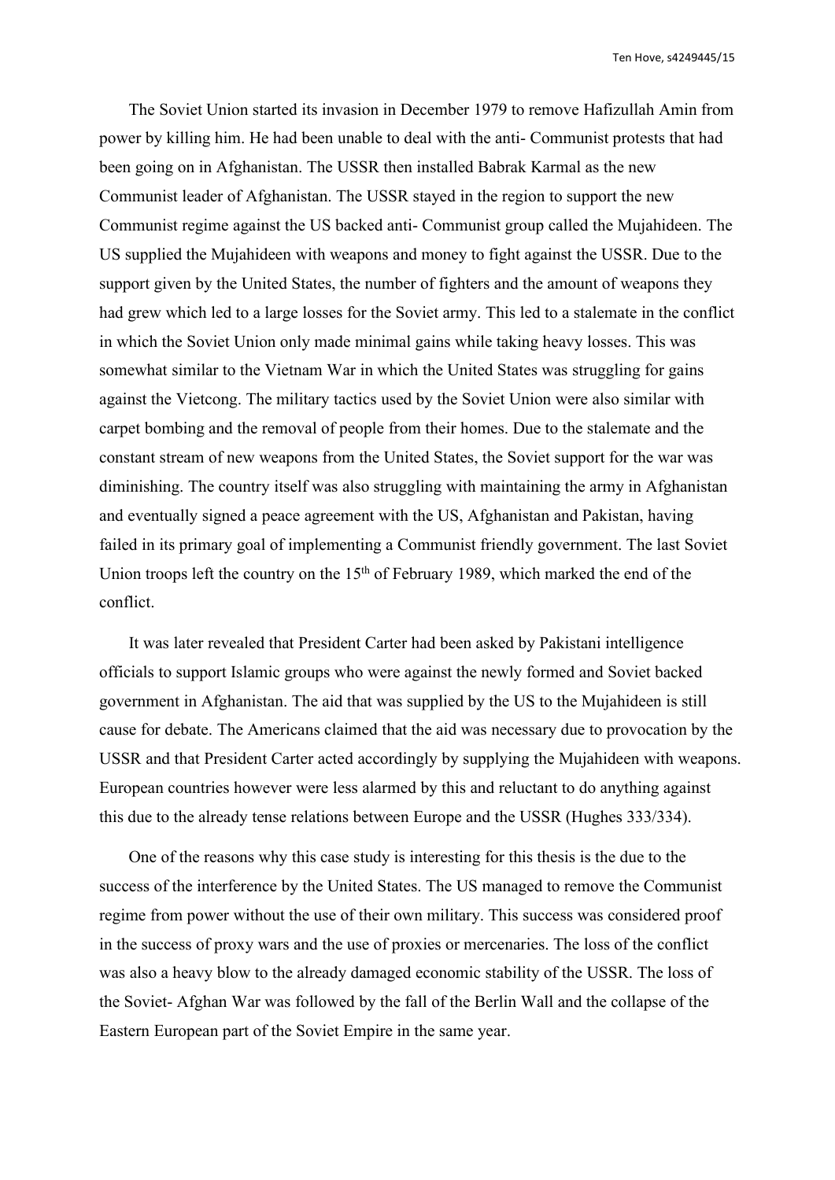The Soviet Union started its invasion in December 1979 to remove Hafizullah Amin from power by killing him. He had been unable to deal with the anti- Communist protests that had been going on in Afghanistan. The USSR then installed Babrak Karmal as the new Communist leader of Afghanistan. The USSR stayed in the region to support the new Communist regime against the US backed anti- Communist group called the Mujahideen. The US supplied the Mujahideen with weapons and money to fight against the USSR. Due to the support given by the United States, the number of fighters and the amount of weapons they had grew which led to a large losses for the Soviet army. This led to a stalemate in the conflict in which the Soviet Union only made minimal gains while taking heavy losses. This was somewhat similar to the Vietnam War in which the United States was struggling for gains against the Vietcong. The military tactics used by the Soviet Union were also similar with carpet bombing and the removal of people from their homes. Due to the stalemate and the constant stream of new weapons from the United States, the Soviet support for the war was diminishing. The country itself was also struggling with maintaining the army in Afghanistan and eventually signed a peace agreement with the US, Afghanistan and Pakistan, having failed in its primary goal of implementing a Communist friendly government. The last Soviet Union troops left the country on the 15th of February 1989, which marked the end of the conflict.

It was later revealed that President Carter had been asked by Pakistani intelligence officials to support Islamic groups who were against the newly formed and Soviet backed government in Afghanistan. The aid that was supplied by the US to the Mujahideen is still cause for debate. The Americans claimed that the aid was necessary due to provocation by the USSR and that President Carter acted accordingly by supplying the Mujahideen with weapons. European countries however were less alarmed by this and reluctant to do anything against this due to the already tense relations between Europe and the USSR (Hughes 333/334).

One of the reasons why this case study is interesting for this thesis is the due to the success of the interference by the United States. The US managed to remove the Communist regime from power without the use of their own military. This success was considered proof in the success of proxy wars and the use of proxies or mercenaries. The loss of the conflict was also a heavy blow to the already damaged economic stability of the USSR. The loss of the Soviet- Afghan War was followed by the fall of the Berlin Wall and the collapse of the Eastern European part of the Soviet Empire in the same year.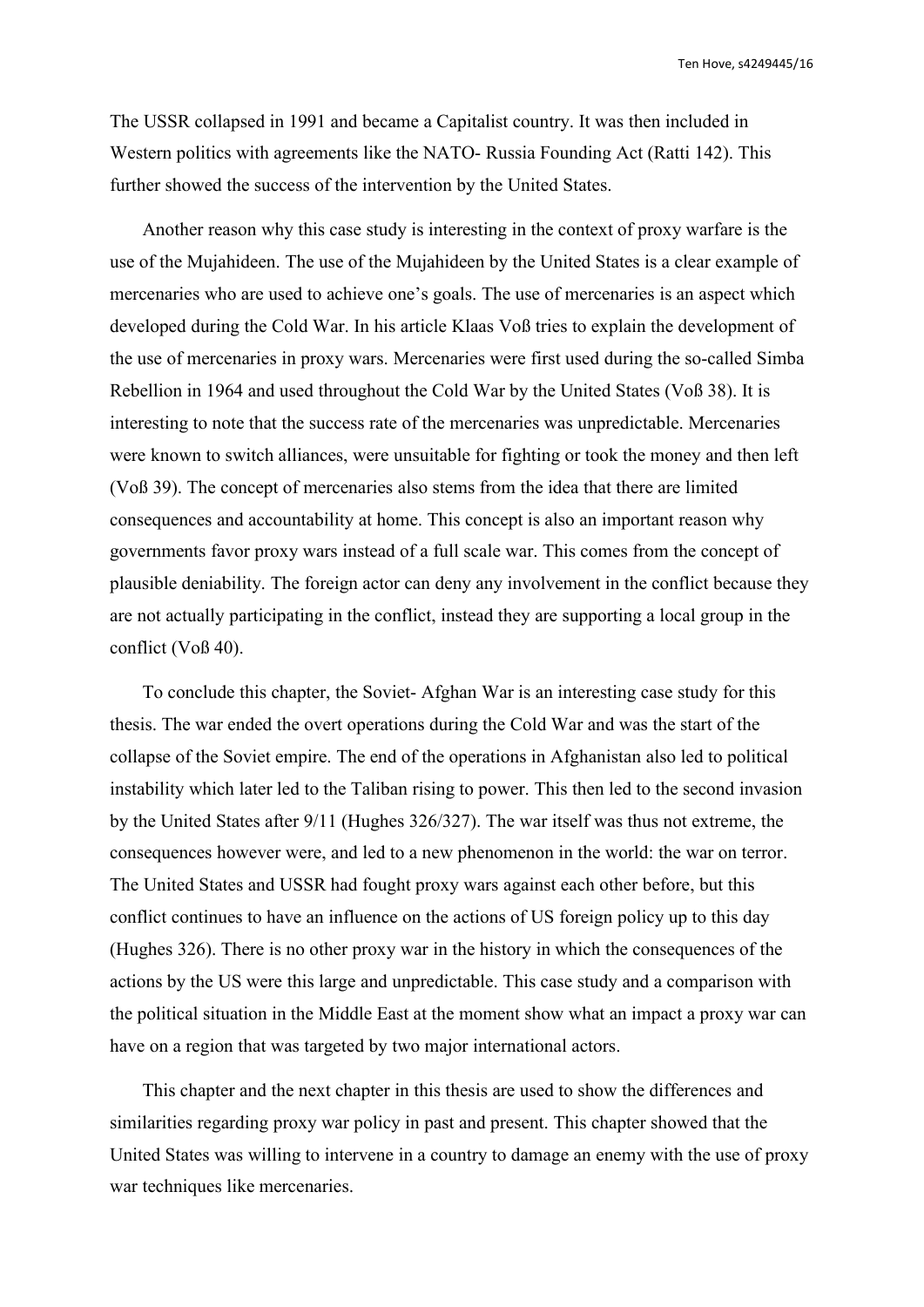The USSR collapsed in 1991 and became a Capitalist country. It was then included in Western politics with agreements like the NATO- Russia Founding Act (Ratti 142). This further showed the success of the intervention by the United States.

Another reason why this case study is interesting in the context of proxy warfare is the use of the Mujahideen. The use of the Mujahideen by the United States is a clear example of mercenaries who are used to achieve one's goals. The use of mercenaries is an aspect which developed during the Cold War. In his article Klaas Voß tries to explain the development of the use of mercenaries in proxy wars. Mercenaries were first used during the so-called Simba Rebellion in 1964 and used throughout the Cold War by the United States (Voß 38). It is interesting to note that the success rate of the mercenaries was unpredictable. Mercenaries were known to switch alliances, were unsuitable for fighting or took the money and then left (Voß 39). The concept of mercenaries also stems from the idea that there are limited consequences and accountability at home. This concept is also an important reason why governments favor proxy wars instead of a full scale war. This comes from the concept of plausible deniability. The foreign actor can deny any involvement in the conflict because they are not actually participating in the conflict, instead they are supporting a local group in the conflict (Voß 40).

To conclude this chapter, the Soviet- Afghan War is an interesting case study for this thesis. The war ended the overt operations during the Cold War and was the start of the collapse of the Soviet empire. The end of the operations in Afghanistan also led to political instability which later led to the Taliban rising to power. This then led to the second invasion by the United States after 9/11 (Hughes 326/327). The war itself was thus not extreme, the consequences however were, and led to a new phenomenon in the world: the war on terror. The United States and USSR had fought proxy wars against each other before, but this conflict continues to have an influence on the actions of US foreign policy up to this day (Hughes 326). There is no other proxy war in the history in which the consequences of the actions by the US were this large and unpredictable. This case study and a comparison with the political situation in the Middle East at the moment show what an impact a proxy war can have on a region that was targeted by two major international actors.

This chapter and the next chapter in this thesis are used to show the differences and similarities regarding proxy war policy in past and present. This chapter showed that the United States was willing to intervene in a country to damage an enemy with the use of proxy war techniques like mercenaries.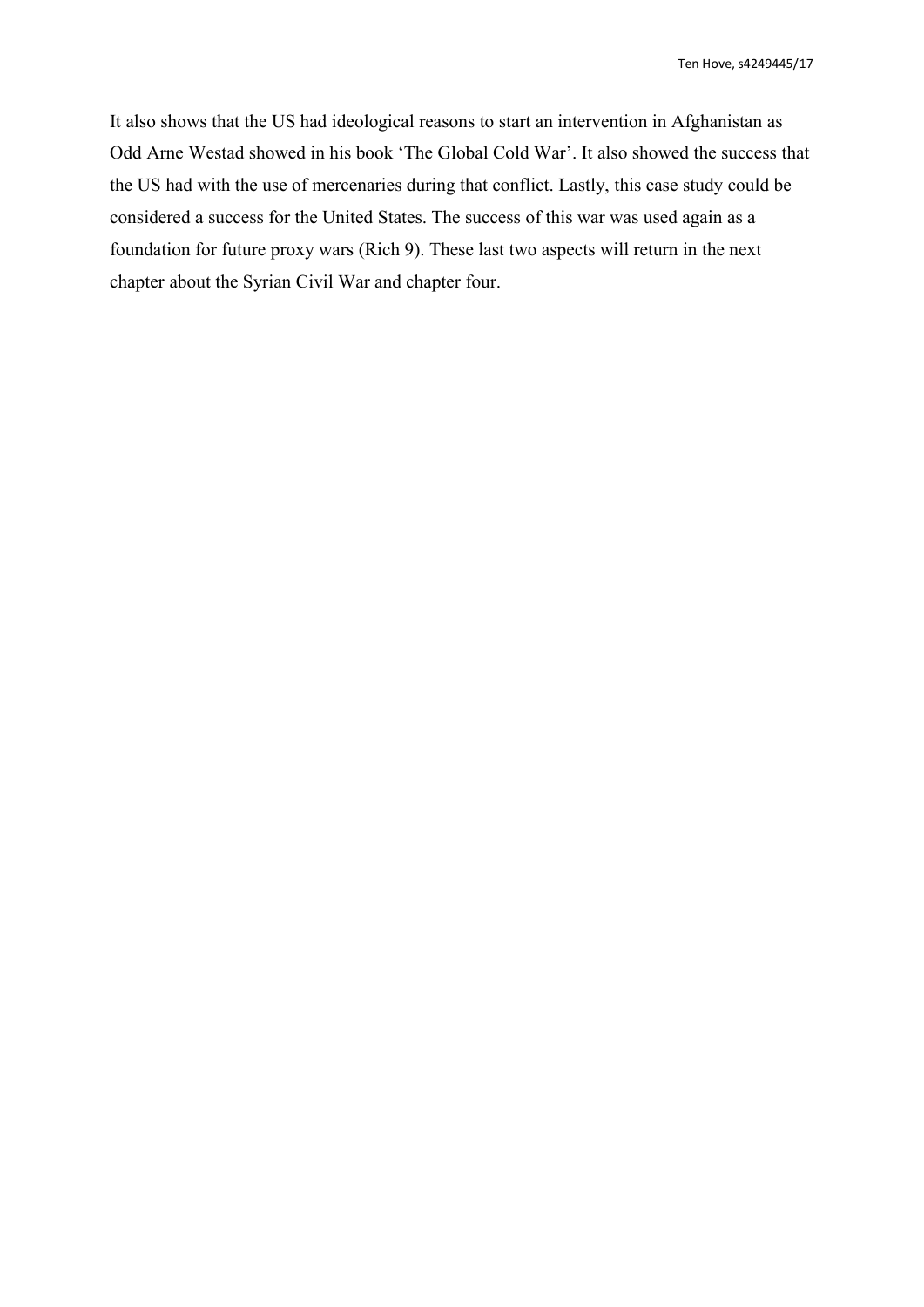It also shows that the US had ideological reasons to start an intervention in Afghanistan as Odd Arne Westad showed in his book 'The Global Cold War'. It also showed the success that the US had with the use of mercenaries during that conflict. Lastly, this case study could be considered a success for the United States. The success of this war was used again as a foundation for future proxy wars (Rich 9). These last two aspects will return in the next chapter about the Syrian Civil War and chapter four.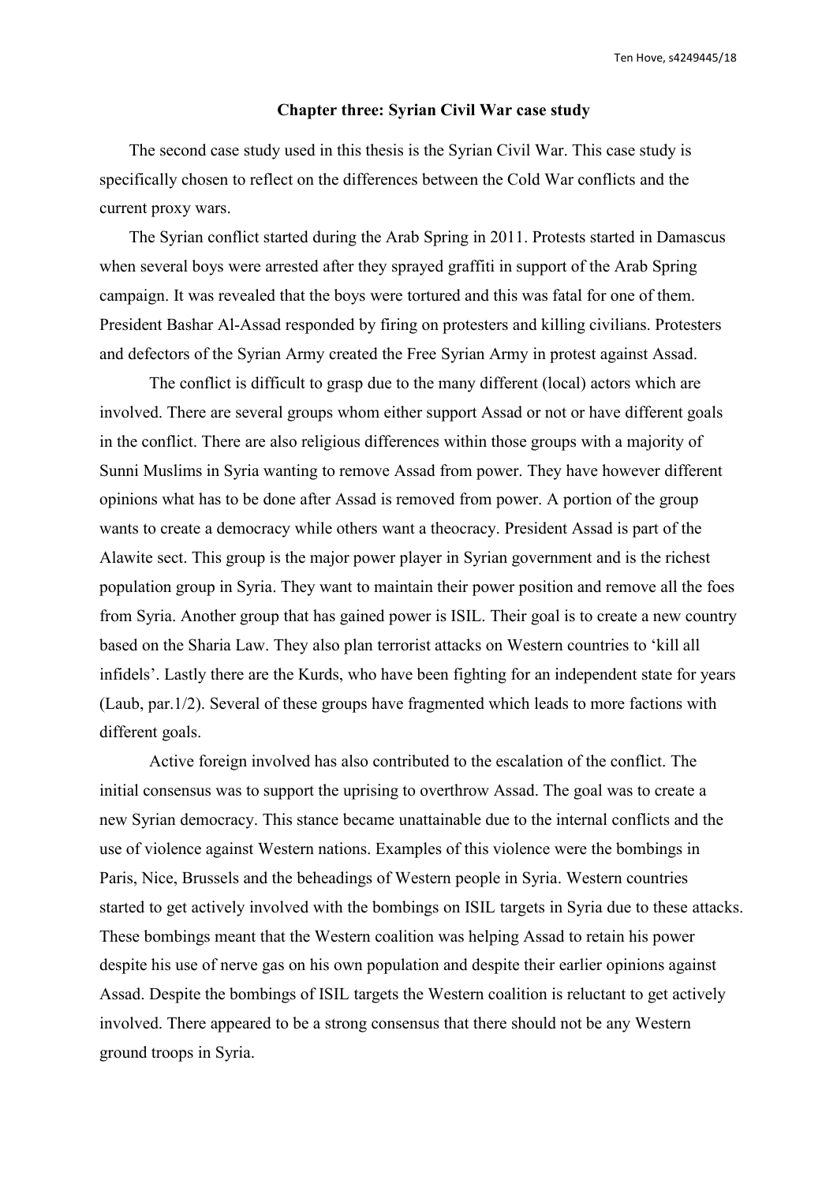**Chapter three: Syrian Civil War case study**

The second case study used in this thesis is the Syrian Civil War. This case study is specifically chosen to reflect on the differences between the Cold War conflicts and the current proxy wars.

The Syrian conflict started during the Arab Spring in 2011. Protests started in Damascus when several boys were arrested after they sprayed graffiti in support of the Arab Spring campaign. It was revealed that the boys were tortured and this was fatal for one of them. President Bashar Al-Assad responded by firing on protesters and killing civilians. Protesters and defectors of the Syrian Army created the Free Syrian Army in protest against Assad.

The conflict is difficult to grasp due to the many different (local) actors which are involved. There are several groups whom either support Assad or not or have different goals in the conflict. There are also religious differences within those groups with a majority of Sunni Muslims in Syria wanting to remove Assad from power. They have however different opinions what has to be done after Assad is removed from power. A portion of the group wants to create a democracy while others want a theocracy. President Assad is part of the Alawite sect. This group is the major power player in Syrian government and is the richest population group in Syria. They want to maintain their power position and remove all the foes from Syria. Another group that has gained power is ISIL. Their goal is to create a new country based on the Sharia Law. They also plan terrorist attacks on Western countries to 'kill all infidels'. Lastly there are the Kurds, who have been fighting for an independent state for years (Laub, par.1/2). Several of these groups have fragmented which leads to more factions with different goals.

Active foreign involved has also contributed to the escalation of the conflict. The initial consensus was to support the uprising to overthrow Assad. The goal was to create a new Syrian democracy. This stance became unattainable due to the internal conflicts and the use of violence against Western nations. Examples of this violence were the bombings in Paris, Nice, Brussels and the beheadings of Western people in Syria. Western countries started to get actively involved with the bombings on ISIL targets in Syria due to these attacks. These bombings meant that the Western coalition was helping Assad to retain his power despite his use of nerve gas on his own population and despite their earlier opinions against Assad. Despite the bombings of ISIL targets the Western coalition is reluctant to get actively involved. There appeared to be a strong consensus that there should not be any Western ground troops in Syria.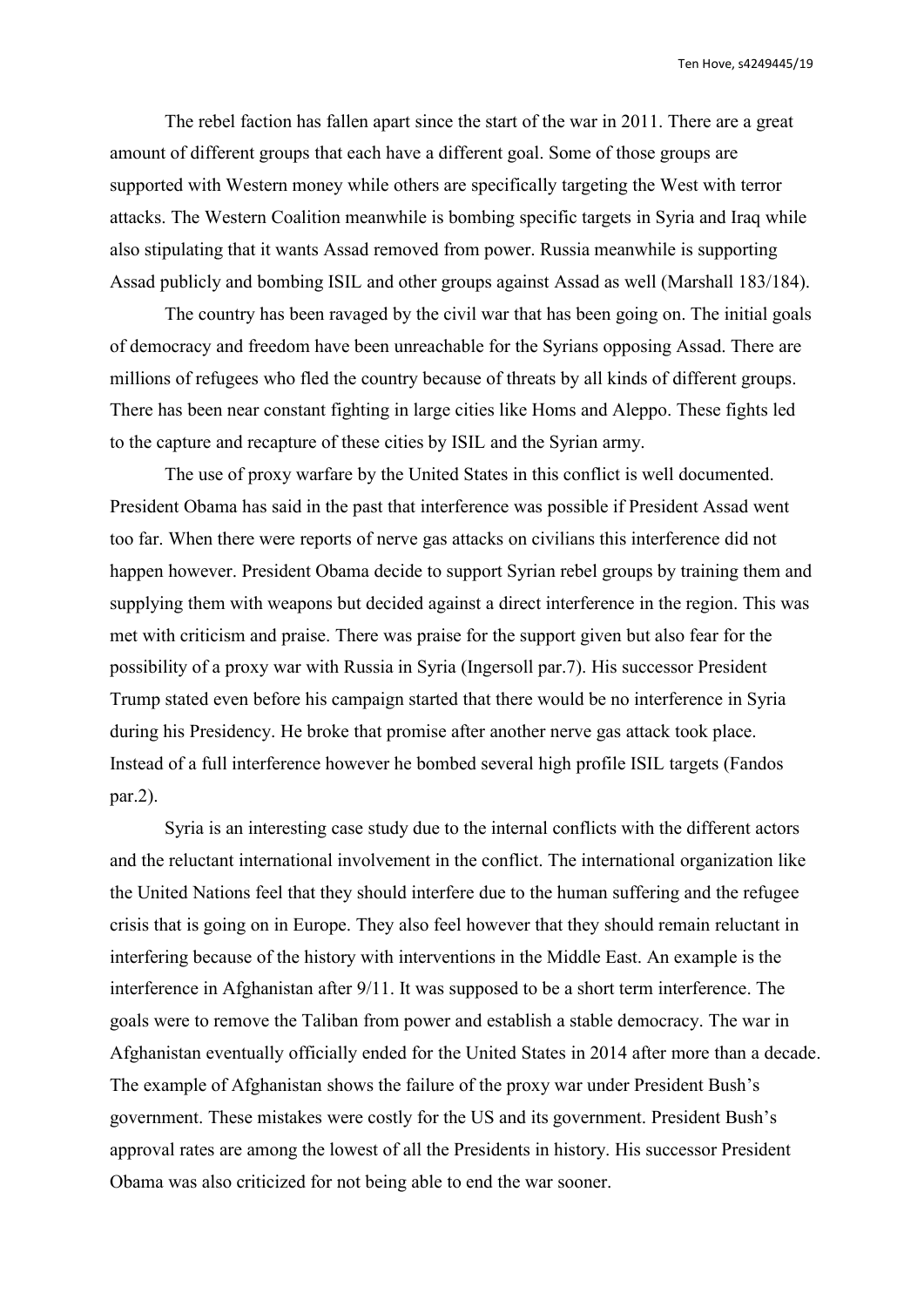The rebel faction has fallen apart since the start of the war in 2011. There are a great amount of different groups that each have a different goal. Some of those groups are supported with Western money while others are specifically targeting the West with terror attacks. The Western Coalition meanwhile is bombing specific targets in Syria and Iraq while also stipulating that it wants Assad removed from power. Russia meanwhile is supporting Assad publicly and bombing ISIL and other groups against Assad as well (Marshall 183/184).

The country has been ravaged by the civil war that has been going on. The initial goals of democracy and freedom have been unreachable for the Syrians opposing Assad. There are millions of refugees who fled the country because of threats by all kinds of different groups. There has been near constant fighting in large cities like Homs and Aleppo. These fights led to the capture and recapture of these cities by ISIL and the Syrian army.

The use of proxy warfare by the United States in this conflict is well documented. President Obama has said in the past that interference was possible if President Assad went too far. When there were reports of nerve gas attacks on civilians this interference did not happen however. President Obama decide to support Syrian rebel groups by training them and supplying them with weapons but decided against a direct interference in the region. This was met with criticism and praise. There was praise for the support given but also fear for the possibility of a proxy war with Russia in Syria (Ingersoll par.7). His successor President Trump stated even before his campaign started that there would be no interference in Syria during his Presidency. He broke that promise after another nerve gas attack took place. Instead of a full interference however he bombed several high profile ISIL targets (Fandos par.2).

Syria is an interesting case study due to the internal conflicts with the different actors and the reluctant international involvement in the conflict. The international organization like the United Nations feel that they should interfere due to the human suffering and the refugee crisis that is going on in Europe. They also feel however that they should remain reluctant in interfering because of the history with interventions in the Middle East. An example is the interference in Afghanistan after 9/11. It was supposed to be a short term interference. The goals were to remove the Taliban from power and establish a stable democracy. The war in Afghanistan eventually officially ended for the United States in 2014 after more than a decade. The example of Afghanistan shows the failure of the proxy war under President Bush's government. These mistakes were costly for the US and its government. President Bush's approval rates are among the lowest of all the Presidents in history. His successor President Obama was also criticized for not being able to end the war sooner.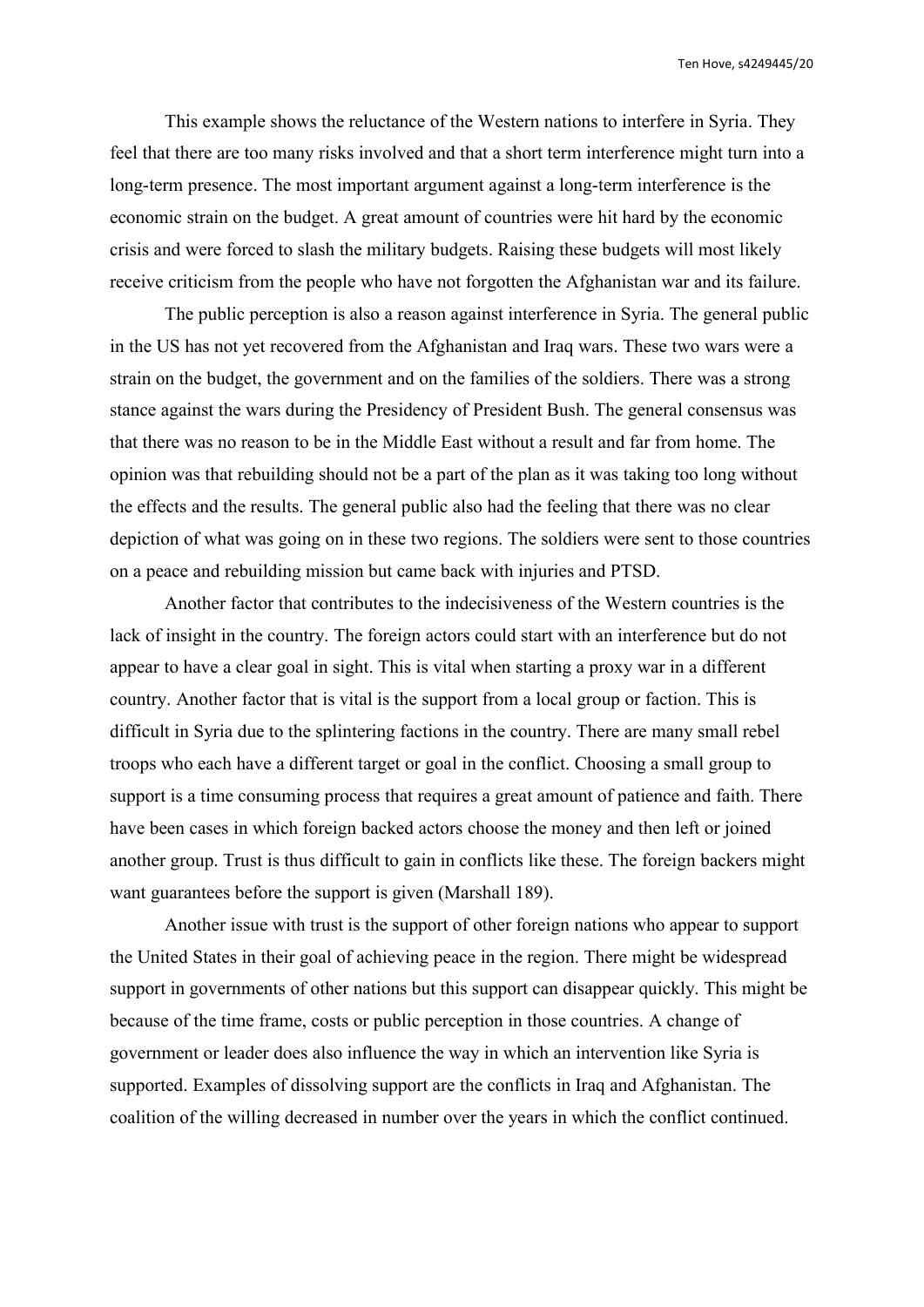This example shows the reluctance of the Western nations to interfere in Syria. They feel that there are too many risks involved and that a short term interference might turn into a long-term presence. The most important argument against a long-term interference is the economic strain on the budget. A great amount of countries were hit hard by the economic crisis and were forced to slash the military budgets. Raising these budgets will most likely receive criticism from the people who have not forgotten the Afghanistan war and its failure.

The public perception is also a reason against interference in Syria. The general public in the US has not yet recovered from the Afghanistan and Iraq wars. These two wars were a strain on the budget, the government and on the families of the soldiers. There was a strong stance against the wars during the Presidency of President Bush. The general consensus was that there was no reason to be in the Middle East without a result and far from home. The opinion was that rebuilding should not be a part of the plan as it was taking too long without the effects and the results. The general public also had the feeling that there was no clear depiction of what was going on in these two regions. The soldiers were sent to those countries on a peace and rebuilding mission but came back with injuries and PTSD.

Another factor that contributes to the indecisiveness of the Western countries is the lack of insight in the country. The foreign actors could start with an interference but do not appear to have a clear goal in sight. This is vital when starting a proxy war in a different country. Another factor that is vital is the support from a local group or faction. This is difficult in Syria due to the splintering factions in the country. There are many small rebel troops who each have a different target or goal in the conflict. Choosing a small group to support is a time consuming process that requires a great amount of patience and faith. There have been cases in which foreign backed actors choose the money and then left or joined another group. Trust is thus difficult to gain in conflicts like these. The foreign backers might want guarantees before the support is given (Marshall 189).

Another issue with trust is the support of other foreign nations who appear to support the United States in their goal of achieving peace in the region. There might be widespread support in governments of other nations but this support can disappear quickly. This might be because of the time frame, costs or public perception in those countries. A change of government or leader does also influence the way in which an intervention like Syria is supported. Examples of dissolving support are the conflicts in Iraq and Afghanistan. The coalition of the willing decreased in number over the years in which the conflict continued.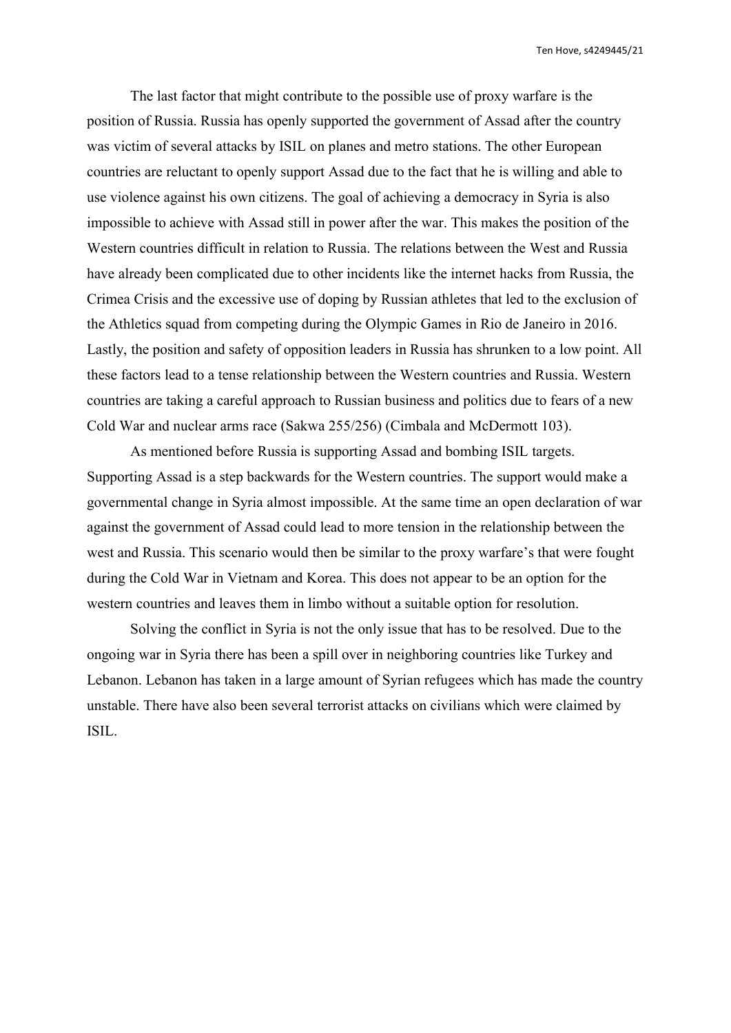The last factor that might contribute to the possible use of proxy warfare is the position of Russia. Russia has openly supported the government of Assad after the country was victim of several attacks by ISIL on planes and metro stations. The other European countries are reluctant to openly support Assad due to the fact that he is willing and able to use violence against his own citizens. The goal of achieving a democracy in Syria is also impossible to achieve with Assad still in power after the war. This makes the position of the Western countries difficult in relation to Russia. The relations between the West and Russia have already been complicated due to other incidents like the internet hacks from Russia, the Crimea Crisis and the excessive use of doping by Russian athletes that led to the exclusion of the Athletics squad from competing during the Olympic Games in Rio de Janeiro in 2016. Lastly, the position and safety of opposition leaders in Russia has shrunken to a low point. All these factors lead to a tense relationship between the Western countries and Russia. Western countries are taking a careful approach to Russian business and politics due to fears of a new Cold War and nuclear arms race (Sakwa 255/256) (Cimbala and McDermott 103).

As mentioned before Russia is supporting Assad and bombing ISIL targets. Supporting Assad is a step backwards for the Western countries. The support would make a governmental change in Syria almost impossible. At the same time an open declaration of war against the government of Assad could lead to more tension in the relationship between the west and Russia. This scenario would then be similar to the proxy warfare's that were fought during the Cold War in Vietnam and Korea. This does not appear to be an option for the western countries and leaves them in limbo without a suitable option for resolution.

Solving the conflict in Syria is not the only issue that has to be resolved. Due to the ongoing war in Syria there has been a spill over in neighboring countries like Turkey and Lebanon. Lebanon has taken in a large amount of Syrian refugees which has made the country unstable. There have also been several terrorist attacks on civilians which were claimed by ISIL.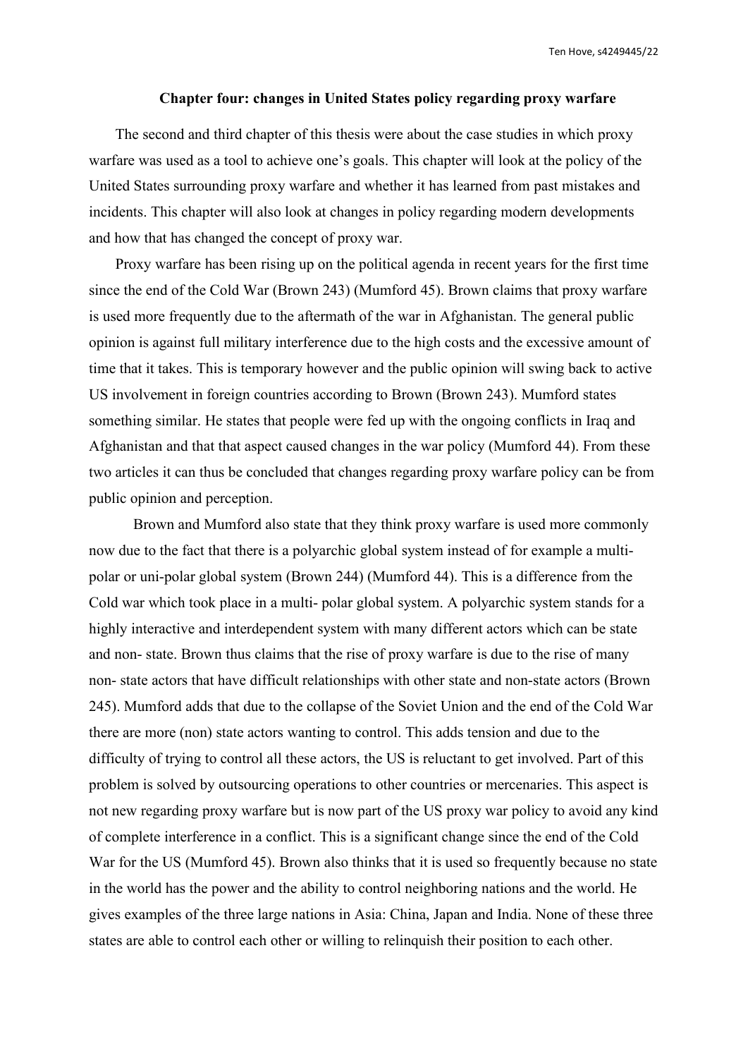## Chapter four: changes in United States policy regarding proxy warfare

The second and third chapter of this thesis were about the case studies in which proxy warfare was used as a tool to achieve one's goals. This chapter will look at the policy of the United States surrounding proxy warfare and whether it has learned from past mistakes and incidents. This chapter will also look at changes in policy regarding modern developments and how that has changed the concept of proxy war.

Proxy warfare has been rising up on the political agenda in recent years for the first time since the end of the Cold War (Brown 243) (Mumford 45). Brown claims that proxy warfare is used more frequently due to the aftermath of the war in Afghanistan. The general public opinion is against full military interference due to the high costs and the excessive amount of time that it takes. This is temporary however and the public opinion will swing back to active US involvement in foreign countries according to Brown (Brown 243). Mumford states something similar. He states that people were fed up with the ongoing conflicts in Iraq and Afghanistan and that that aspect caused changes in the war policy (Mumford 44). From these two articles it can thus be concluded that changes regarding proxy warfare policy can be from public opinion and perception.

Brown and Mumford also state that they think proxy warfare is used more commonly now due to the fact that there is a polyarchic global system instead of for example a multi-polar or uni-polar global system (Brown 244) (Mumford 44). This is a difference from the Cold war which took place in a multi- polar global system. A polyarchic system stands for a highly interactive and interdependent system with many different actors which can be state and non- state. Brown thus claims that the rise of proxy warfare is due to the rise of many non- state actors that have difficult relationships with other state and non-state actors (Brown 245). Mumford adds that due to the collapse of the Soviet Union and the end of the Cold War there are more (non) state actors wanting to control. This adds tension and due to the difficulty of trying to control all these actors, the US is reluctant to get involved. Part of this problem is solved by outsourcing operations to other countries or mercenaries. This aspect is not new regarding proxy warfare but is now part of the US proxy war policy to avoid any kind of complete interference in a conflict. This is a significant change since the end of the Cold War for the US (Mumford 45). Brown also thinks that it is used so frequently because no state in the world has the power and the ability to control neighboring nations and the world. He gives examples of the three large nations in Asia: China, Japan and India. None of these three states are able to control each other or willing to relinquish their position to each other.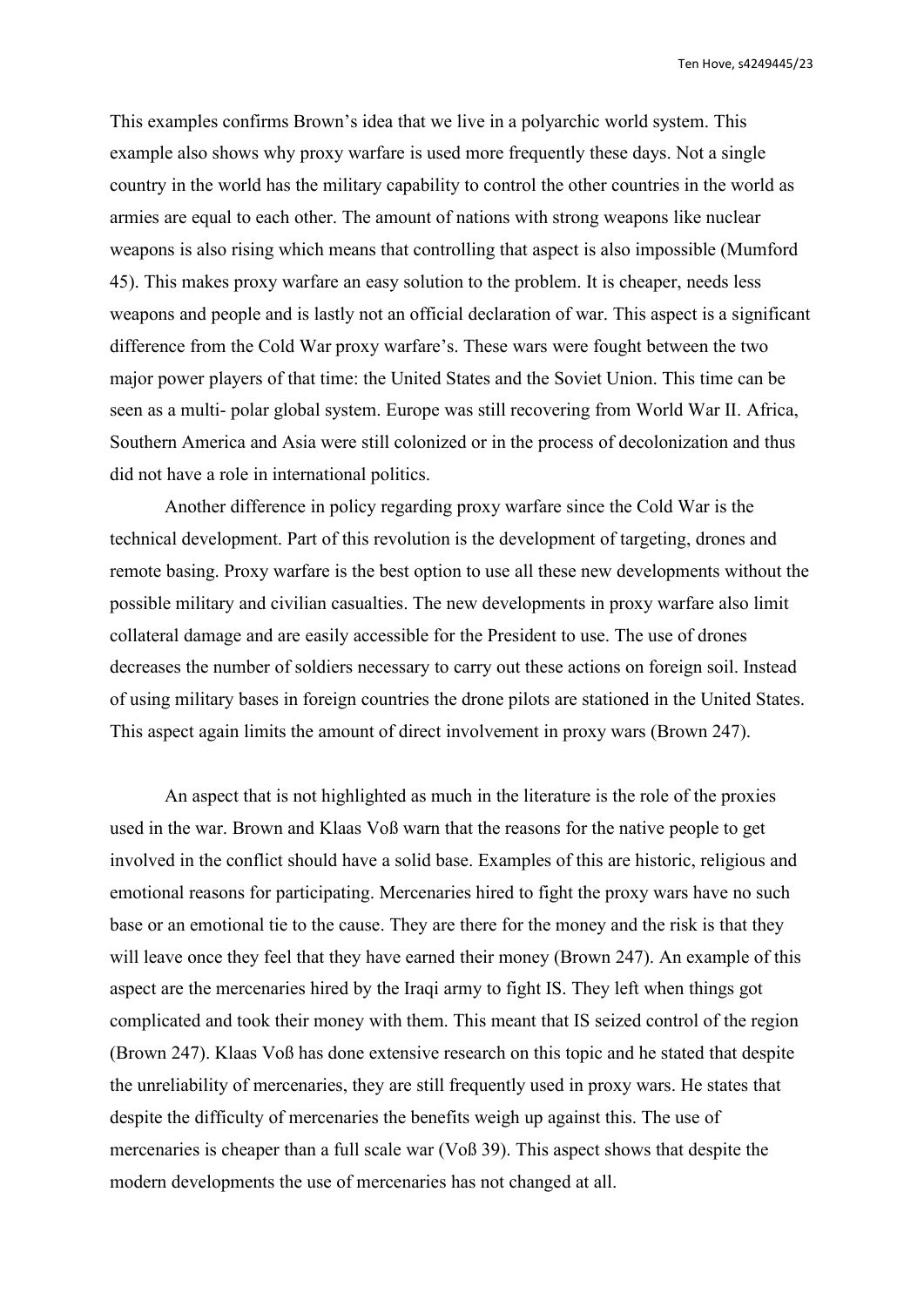This examples confirms Brown's idea that we live in a polyarchic world system. This example also shows why proxy warfare is used more frequently these days. Not a single country in the world has the military capability to control the other countries in the world as armies are equal to each other. The amount of nations with strong weapons like nuclear weapons is also rising which means that controlling that aspect is also impossible (Mumford 45). This makes proxy warfare an easy solution to the problem. It is cheaper, needs less weapons and people and is lastly not an official declaration of war. This aspect is a significant difference from the Cold War proxy warfare's. These wars were fought between the two major power players of that time: the United States and the Soviet Union. This time can be seen as a multi- polar global system. Europe was still recovering from World War II. Africa, Southern America and Asia were still colonized or in the process of decolonization and thus did not have a role in international politics.

Another difference in policy regarding proxy warfare since the Cold War is the technical development. Part of this revolution is the development of targeting, drones and remote basing. Proxy warfare is the best option to use all these new developments without the possible military and civilian casualties. The new developments in proxy warfare also limit collateral damage and are easily accessible for the President to use. The use of drones decreases the number of soldiers necessary to carry out these actions on foreign soil. Instead of using military bases in foreign countries the drone pilots are stationed in the United States. This aspect again limits the amount of direct involvement in proxy wars (Brown 247).

An aspect that is not highlighted as much in the literature is the role of the proxies used in the war. Brown and Klaas Voß warn that the reasons for the native people to get involved in the conflict should have a solid base. Examples of this are historic, religious and emotional reasons for participating. Mercenaries hired to fight the proxy wars have no such base or an emotional tie to the cause. They are there for the money and the risk is that they will leave once they feel that they have earned their money (Brown 247). An example of this aspect are the mercenaries hired by the Iraqi army to fight IS. They left when things got complicated and took their money with them. This meant that IS seized control of the region (Brown 247). Klaas Voß has done extensive research on this topic and he stated that despite the unreliability of mercenaries, they are still frequently used in proxy wars. He states that despite the difficulty of mercenaries the benefits weigh up against this. The use of mercenaries is cheaper than a full scale war (Voß 39). This aspect shows that despite the modern developments the use of mercenaries has not changed at all.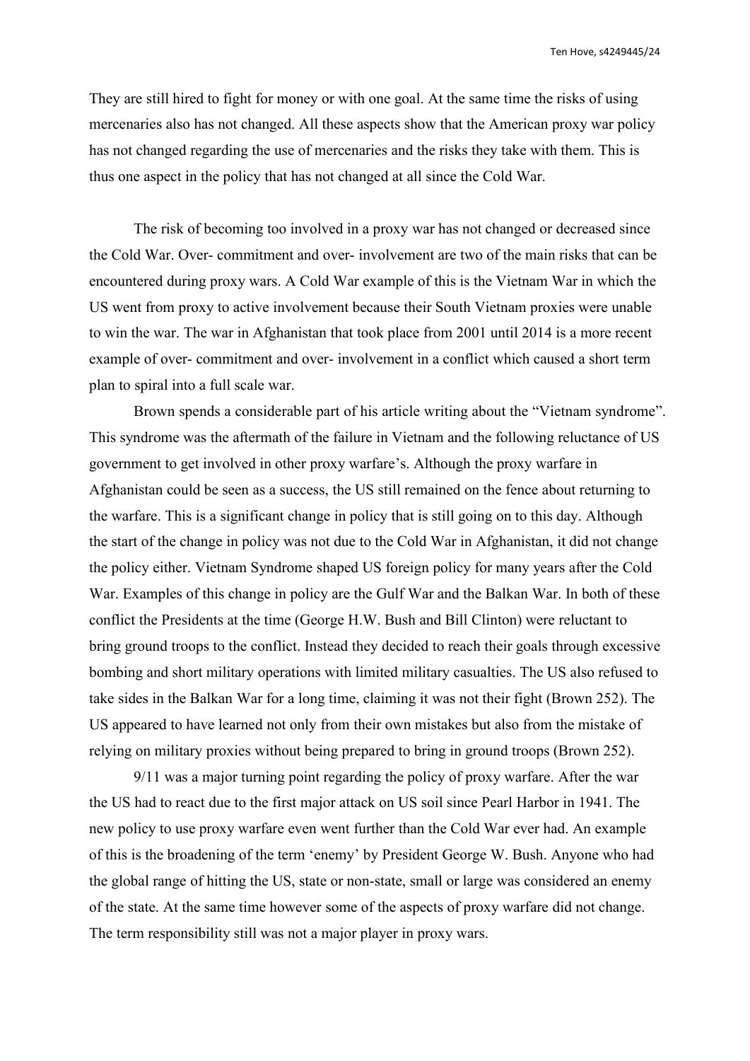They are still hired to fight for money or with one goal. At the same time the risks of using mercenaries also has not changed. All these aspects show that the American proxy war policy has not changed regarding the use of mercenaries and the risks they take with them. This is thus one aspect in the policy that has not changed at all since the Cold War.

The risk of becoming too involved in a proxy war has not changed or decreased since the Cold War. Over- commitment and over- involvement are two of the main risks that can be encountered during proxy wars. A Cold War example of this is the Vietnam War in which the US went from proxy to active involvement because their South Vietnam proxies were unable to win the war. The war in Afghanistan that took place from 2001 until 2014 is a more recent example of over- commitment and over- involvement in a conflict which caused a short term plan to spiral into a full scale war.

Brown spends a considerable part of his article writing about the "Vietnam syndrome". This syndrome was the aftermath of the failure in Vietnam and the following reluctance of US government to get involved in other proxy warfare's. Although the proxy warfare in Afghanistan could be seen as a success, the US still remained on the fence about returning to the warfare. This is a significant change in policy that is still going on to this day. Although the start of the change in policy was not due to the Cold War in Afghanistan, it did not change the policy either. Vietnam Syndrome shaped US foreign policy for many years after the Cold War. Examples of this change in policy are the Gulf War and the Balkan War. In both of these conflict the Presidents at the time (George H.W. Bush and Bill Clinton) were reluctant to bring ground troops to the conflict. Instead they decided to reach their goals through excessive bombing and short military operations with limited military casualties. The US also refused to take sides in the Balkan War for a long time, claiming it was not their fight (Brown 252). The US appeared to have learned not only from their own mistakes but also from the mistake of relying on military proxies without being prepared to bring in ground troops (Brown 252).

9/11 was a major turning point regarding the policy of proxy warfare. After the war the US had to react due to the first major attack on US soil since Pearl Harbor in 1941. The new policy to use proxy warfare even went further than the Cold War ever had. An example of this is the broadening of the term 'enemy' by President George W. Bush. Anyone who had the global range of hitting the US, state or non-state, small or large was considered an enemy of the state. At the same time however some of the aspects of proxy warfare did not change. The term responsibility still was not a major player in proxy wars.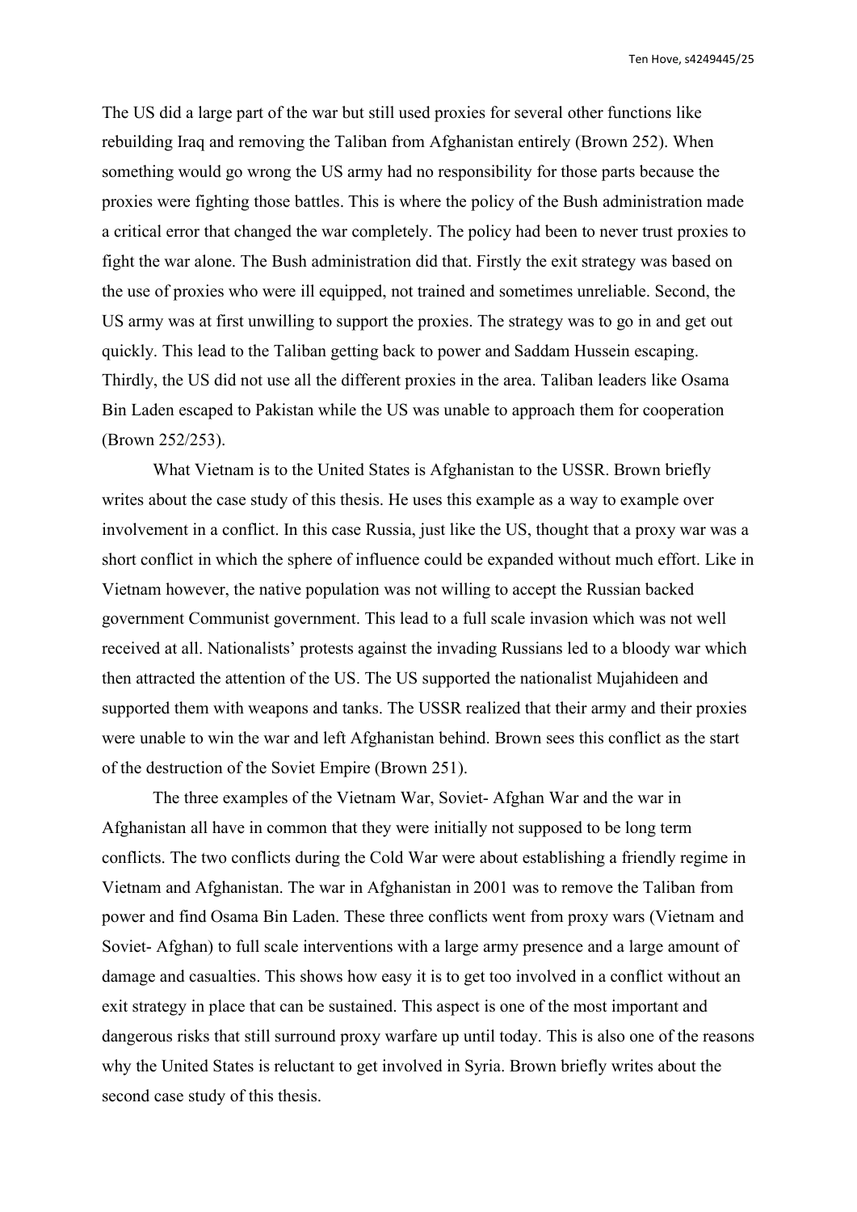The US did a large part of the war but still used proxies for several other functions like rebuilding Iraq and removing the Taliban from Afghanistan entirely (Brown 252). When something would go wrong the US army had no responsibility for those parts because the proxies were fighting those battles. This is where the policy of the Bush administration made a critical error that changed the war completely. The policy had been to never trust proxies to fight the war alone. The Bush administration did that. Firstly the exit strategy was based on the use of proxies who were ill equipped, not trained and sometimes unreliable. Second, the US army was at first unwilling to support the proxies. The strategy was to go in and get out quickly. This lead to the Taliban getting back to power and Saddam Hussein escaping. Thirdly, the US did not use all the different proxies in the area. Taliban leaders like Osama Bin Laden escaped to Pakistan while the US was unable to approach them for cooperation (Brown 252/253).

What Vietnam is to the United States is Afghanistan to the USSR. Brown briefly writes about the case study of this thesis. He uses this example as a way to example over involvement in a conflict. In this case Russia, just like the US, thought that a proxy war was a short conflict in which the sphere of influence could be expanded without much effort. Like in Vietnam however, the native population was not willing to accept the Russian backed government Communist government. This lead to a full scale invasion which was not well received at all. Nationalists' protests against the invading Russians led to a bloody war which then attracted the attention of the US. The US supported the nationalist Mujahideen and supported them with weapons and tanks. The USSR realized that their army and their proxies were unable to win the war and left Afghanistan behind. Brown sees this conflict as the start of the destruction of the Soviet Empire (Brown 251).

The three examples of the Vietnam War, Soviet- Afghan War and the war in Afghanistan all have in common that they were initially not supposed to be long term conflicts. The two conflicts during the Cold War were about establishing a friendly regime in Vietnam and Afghanistan. The war in Afghanistan in 2001 was to remove the Taliban from power and find Osama Bin Laden. These three conflicts went from proxy wars (Vietnam and Soviet- Afghan) to full scale interventions with a large army presence and a large amount of damage and casualties. This shows how easy it is to get too involved in a conflict without an exit strategy in place that can be sustained. This aspect is one of the most important and dangerous risks that still surround proxy warfare up until today. This is also one of the reasons why the United States is reluctant to get involved in Syria. Brown briefly writes about the second case study of this thesis.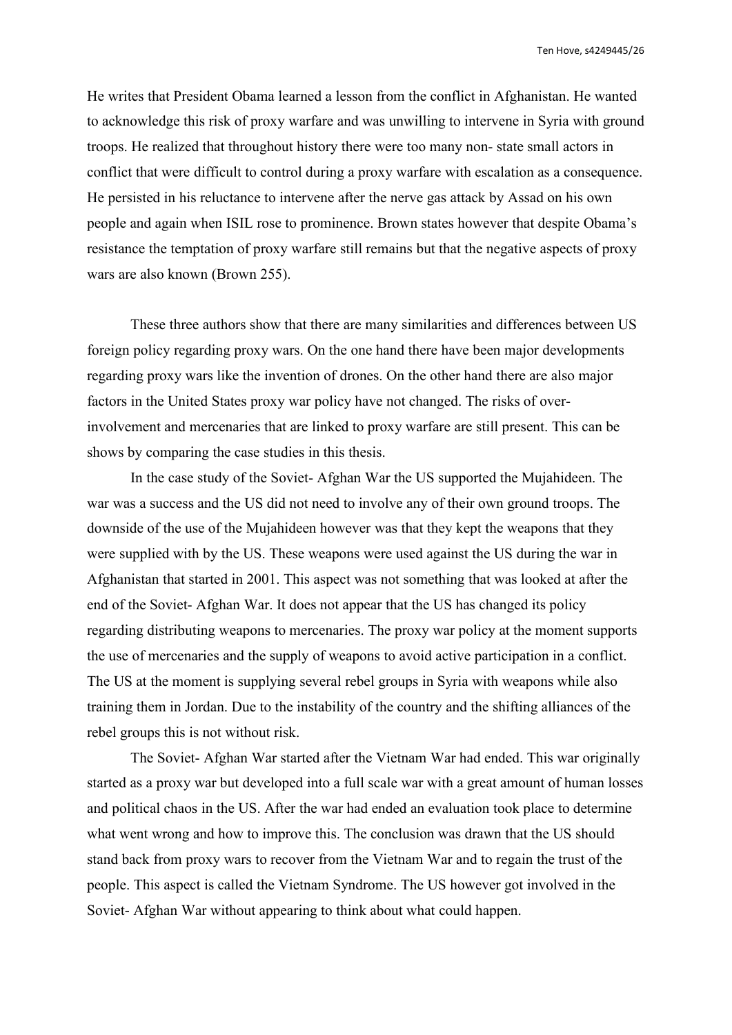He writes that President Obama learned a lesson from the conflict in Afghanistan. He wanted to acknowledge this risk of proxy warfare and was unwilling to intervene in Syria with ground troops. He realized that throughout history there were too many non- state small actors in conflict that were difficult to control during a proxy warfare with escalation as a consequence. He persisted in his reluctance to intervene after the nerve gas attack by Assad on his own people and again when ISIL rose to prominence. Brown states however that despite Obama's resistance the temptation of proxy warfare still remains but that the negative aspects of proxy wars are also known (Brown 255).

These three authors show that there are many similarities and differences between US foreign policy regarding proxy wars. On the one hand there have been major developments regarding proxy wars like the invention of drones. On the other hand there are also major factors in the United States proxy war policy have not changed. The risks of over-involvement and mercenaries that are linked to proxy warfare are still present. This can be shows by comparing the case studies in this thesis.

In the case study of the Soviet- Afghan War the US supported the Mujahideen. The war was a success and the US did not need to involve any of their own ground troops. The downside of the use of the Mujahideen however was that they kept the weapons that they were supplied with by the US. These weapons were used against the US during the war in Afghanistan that started in 2001. This aspect was not something that was looked at after the end of the Soviet- Afghan War. It does not appear that the US has changed its policy regarding distributing weapons to mercenaries. The proxy war policy at the moment supports the use of mercenaries and the supply of weapons to avoid active participation in a conflict. The US at the moment is supplying several rebel groups in Syria with weapons while also training them in Jordan. Due to the instability of the country and the shifting alliances of the rebel groups this is not without risk.

The Soviet- Afghan War started after the Vietnam War had ended. This war originally started as a proxy war but developed into a full scale war with a great amount of human losses and political chaos in the US. After the war had ended an evaluation took place to determine what went wrong and how to improve this. The conclusion was drawn that the US should stand back from proxy wars to recover from the Vietnam War and to regain the trust of the people. This aspect is called the Vietnam Syndrome. The US however got involved in the Soviet- Afghan War without appearing to think about what could happen.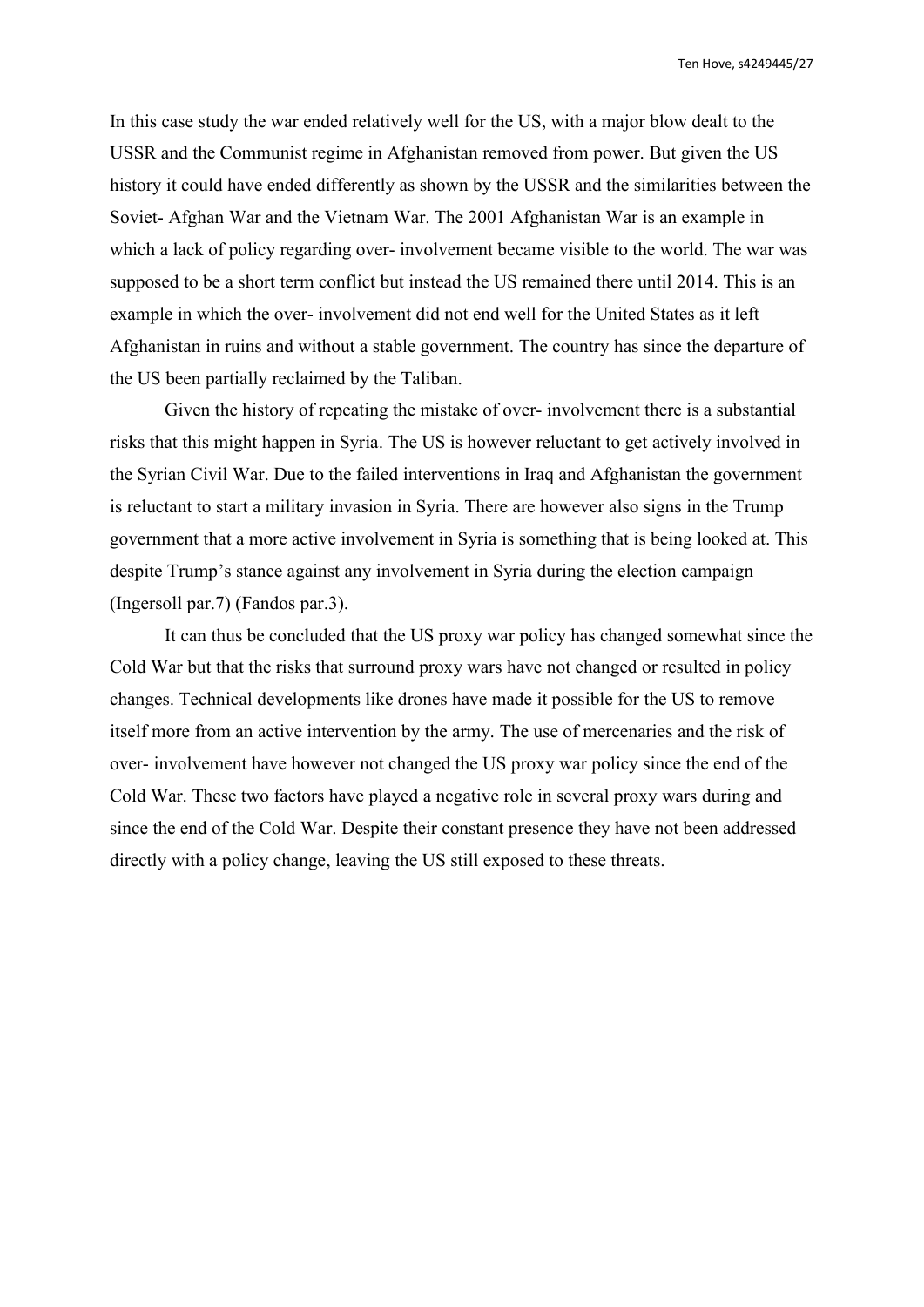In this case study the war ended relatively well for the US, with a major blow dealt to the USSR and the Communist regime in Afghanistan removed from power. But given the US history it could have ended differently as shown by the USSR and the similarities between the Soviet- Afghan War and the Vietnam War. The 2001 Afghanistan War is an example in which a lack of policy regarding over- involvement became visible to the world. The war was supposed to be a short term conflict but instead the US remained there until 2014. This is an example in which the over- involvement did not end well for the United States as it left Afghanistan in ruins and without a stable government. The country has since the departure of the US been partially reclaimed by the Taliban.

Given the history of repeating the mistake of over- involvement there is a substantial risks that this might happen in Syria. The US is however reluctant to get actively involved in the Syrian Civil War. Due to the failed interventions in Iraq and Afghanistan the government is reluctant to start a military invasion in Syria. There are however also signs in the Trump government that a more active involvement in Syria is something that is being looked at. This despite Trump's stance against any involvement in Syria during the election campaign (Ingersoll par.7) (Fandos par.3).

It can thus be concluded that the US proxy war policy has changed somewhat since the Cold War but that the risks that surround proxy wars have not changed or resulted in policy changes. Technical developments like drones have made it possible for the US to remove itself more from an active intervention by the army. The use of mercenaries and the risk of over- involvement have however not changed the US proxy war policy since the end of the Cold War. These two factors have played a negative role in several proxy wars during and since the end of the Cold War. Despite their constant presence they have not been addressed directly with a policy change, leaving the US still exposed to these threats.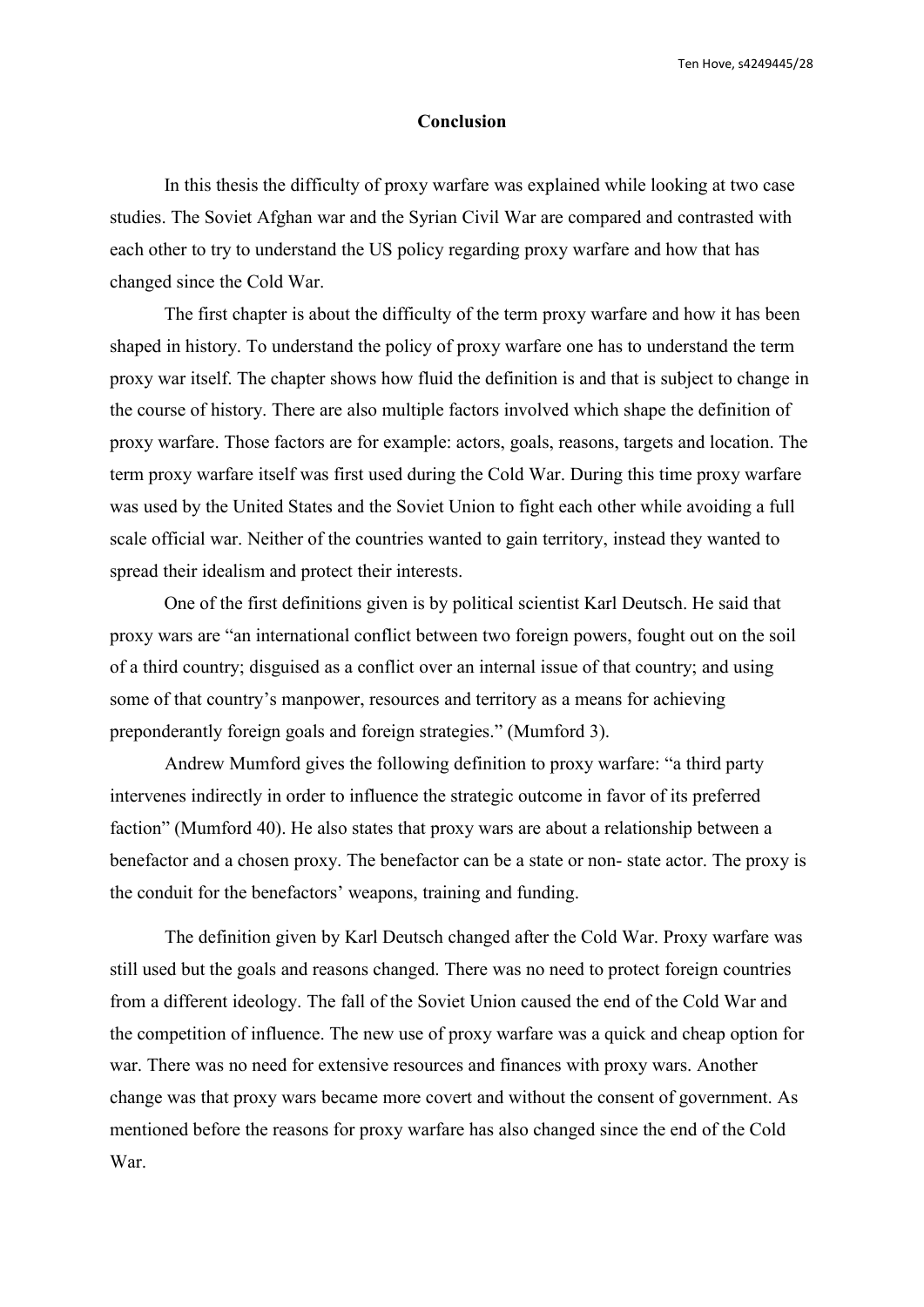## Conclusion

In this thesis the difficulty of proxy warfare was explained while looking at two case studies. The Soviet Afghan war and the Syrian Civil War are compared and contrasted with each other to try to understand the US policy regarding proxy warfare and how that has changed since the Cold War.

The first chapter is about the difficulty of the term proxy warfare and how it has been shaped in history. To understand the policy of proxy warfare one has to understand the term proxy war itself. The chapter shows how fluid the definition is and that is subject to change in the course of history. There are also multiple factors involved which shape the definition of proxy warfare. Those factors are for example: actors, goals, reasons, targets and location. The term proxy warfare itself was first used during the Cold War. During this time proxy warfare was used by the United States and the Soviet Union to fight each other while avoiding a full scale official war. Neither of the countries wanted to gain territory, instead they wanted to spread their idealism and protect their interests.

One of the first definitions given is by political scientist Karl Deutsch. He said that proxy wars are "an international conflict between two foreign powers, fought out on the soil of a third country; disguised as a conflict over an internal issue of that country; and using some of that country's manpower, resources and territory as a means for achieving preponderantly foreign goals and foreign strategies." (Mumford 3).

Andrew Mumford gives the following definition to proxy warfare: "a third party intervenes indirectly in order to influence the strategic outcome in favor of its preferred faction" (Mumford 40). He also states that proxy wars are about a relationship between a benefactor and a chosen proxy. The benefactor can be a state or non- state actor. The proxy is the conduit for the benefactors' weapons, training and funding.

The definition given by Karl Deutsch changed after the Cold War. Proxy warfare was still used but the goals and reasons changed. There was no need to protect foreign countries from a different ideology. The fall of the Soviet Union caused the end of the Cold War and the competition of influence. The new use of proxy warfare was a quick and cheap option for war. There was no need for extensive resources and finances with proxy wars. Another change was that proxy wars became more covert and without the consent of government. As mentioned before the reasons for proxy warfare has also changed since the end of the Cold War.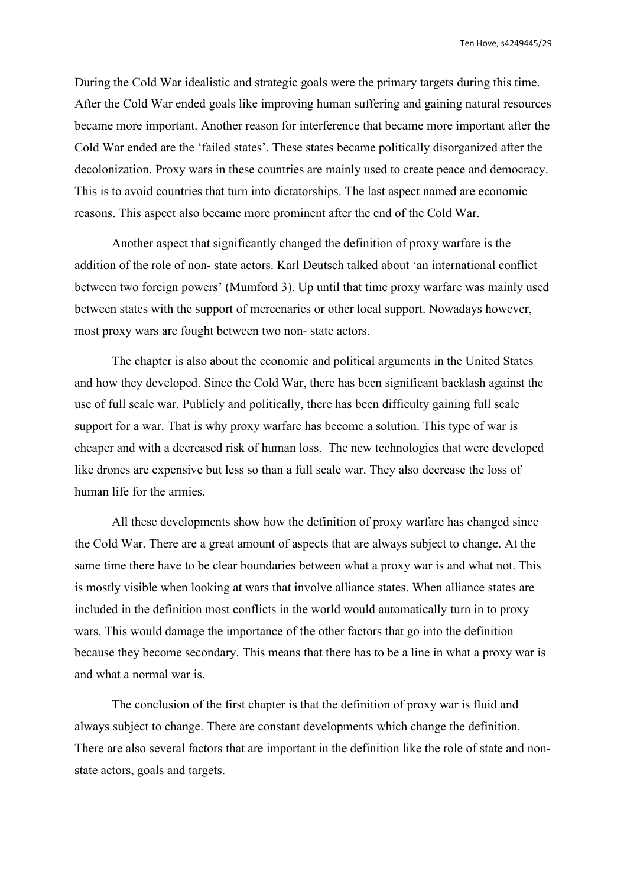During the Cold War idealistic and strategic goals were the primary targets during this time. After the Cold War ended goals like improving human suffering and gaining natural resources became more important. Another reason for interference that became more important after the Cold War ended are the 'failed states'. These states became politically disorganized after the decolonization. Proxy wars in these countries are mainly used to create peace and democracy. This is to avoid countries that turn into dictatorships. The last aspect named are economic reasons. This aspect also became more prominent after the end of the Cold War.

Another aspect that significantly changed the definition of proxy warfare is the addition of the role of non- state actors. Karl Deutsch talked about 'an international conflict between two foreign powers' (Mumford 3). Up until that time proxy warfare was mainly used between states with the support of mercenaries or other local support. Nowadays however, most proxy wars are fought between two non- state actors.

The chapter is also about the economic and political arguments in the United States and how they developed. Since the Cold War, there has been significant backlash against the use of full scale war. Publicly and politically, there has been difficulty gaining full scale support for a war. That is why proxy warfare has become a solution. This type of war is cheaper and with a decreased risk of human loss. The new technologies that were developed like drones are expensive but less so than a full scale war. They also decrease the loss of human life for the armies.

All these developments show how the definition of proxy warfare has changed since the Cold War. There are a great amount of aspects that are always subject to change. At the same time there have to be clear boundaries between what a proxy war is and what not. This is mostly visible when looking at wars that involve alliance states. When alliance states are included in the definition most conflicts in the world would automatically turn in to proxy wars. This would damage the importance of the other factors that go into the definition because they become secondary. This means that there has to be a line in what a proxy war is and what a normal war is.

The conclusion of the first chapter is that the definition of proxy war is fluid and always subject to change. There are constant developments which change the definition. There are also several factors that are important in the definition like the role of state and non-state actors, goals and targets.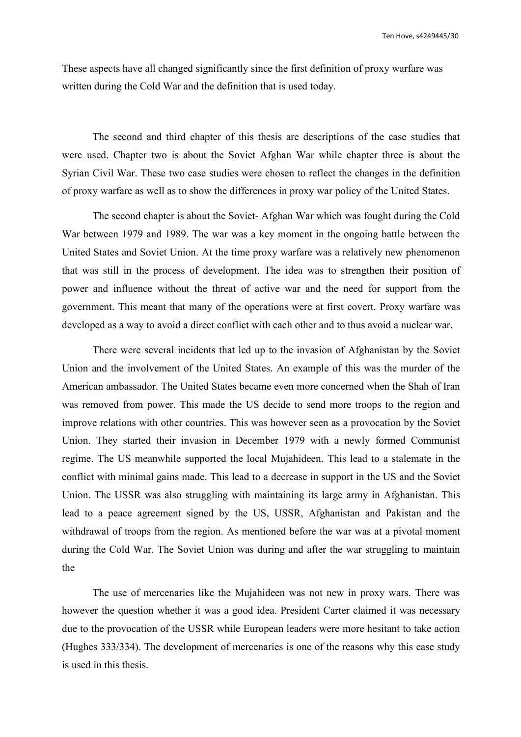These aspects have all changed significantly since the first definition of proxy warfare was written during the Cold War and the definition that is used today.

The second and third chapter of this thesis are descriptions of the case studies that were used. Chapter two is about the Soviet Afghan War while chapter three is about the Syrian Civil War. These two case studies were chosen to reflect the changes in the definition of proxy warfare as well as to show the differences in proxy war policy of the United States.

The second chapter is about the Soviet- Afghan War which was fought during the Cold War between 1979 and 1989. The war was a key moment in the ongoing battle between the United States and Soviet Union. At the time proxy warfare was a relatively new phenomenon that was still in the process of development. The idea was to strengthen their position of power and influence without the threat of active war and the need for support from the government. This meant that many of the operations were at first covert. Proxy warfare was developed as a way to avoid a direct conflict with each other and to thus avoid a nuclear war.

There were several incidents that led up to the invasion of Afghanistan by the Soviet Union and the involvement of the United States. An example of this was the murder of the American ambassador. The United States became even more concerned when the Shah of Iran was removed from power. This made the US decide to send more troops to the region and improve relations with other countries. This was however seen as a provocation by the Soviet Union. They started their invasion in December 1979 with a newly formed Communist regime. The US meanwhile supported the local Mujahideen. This lead to a stalemate in the conflict with minimal gains made. This lead to a decrease in support in the US and the Soviet Union. The USSR was also struggling with maintaining its large army in Afghanistan. This lead to a peace agreement signed by the US, USSR, Afghanistan and Pakistan and the withdrawal of troops from the region. As mentioned before the war was at a pivotal moment during the Cold War. The Soviet Union was during and after the war struggling to maintain the

The use of mercenaries like the Mujahideen was not new in proxy wars. There was however the question whether it was a good idea. President Carter claimed it was necessary due to the provocation of the USSR while European leaders were more hesitant to take action (Hughes 333/334). The development of mercenaries is one of the reasons why this case study is used in this thesis.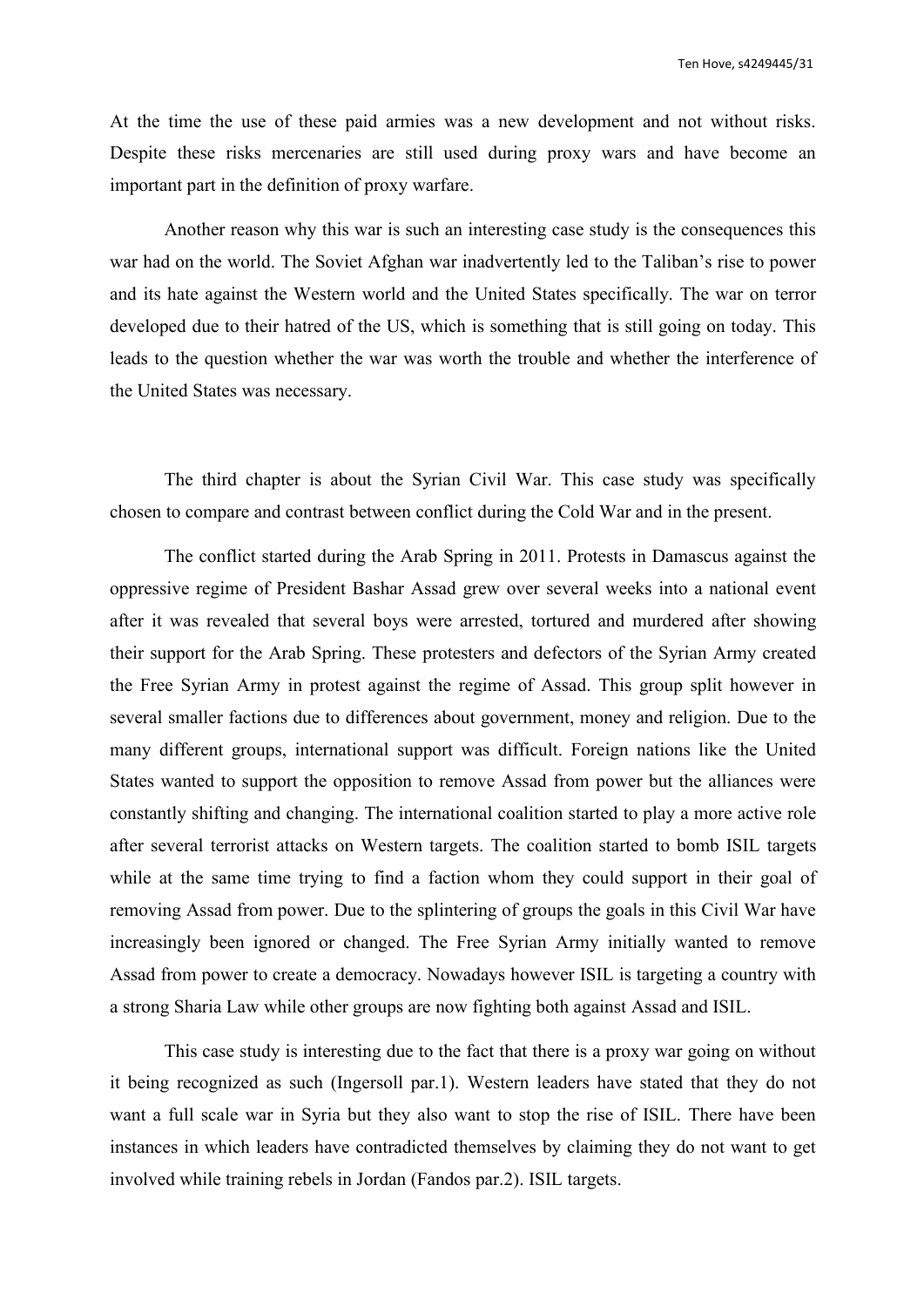At the time the use of these paid armies was a new development and not without risks. Despite these risks mercenaries are still used during proxy wars and have become an important part in the definition of proxy warfare.

Another reason why this war is such an interesting case study is the consequences this war had on the world. The Soviet Afghan war inadvertently led to the Taliban's rise to power and its hate against the Western world and the United States specifically. The war on terror developed due to their hatred of the US, which is something that is still going on today. This leads to the question whether the war was worth the trouble and whether the interference of the United States was necessary.

The third chapter is about the Syrian Civil War. This case study was specifically chosen to compare and contrast between conflict during the Cold War and in the present.

The conflict started during the Arab Spring in 2011. Protests in Damascus against the oppressive regime of President Bashar Assad grew over several weeks into a national event after it was revealed that several boys were arrested, tortured and murdered after showing their support for the Arab Spring. These protesters and defectors of the Syrian Army created the Free Syrian Army in protest against the regime of Assad. This group split however in several smaller factions due to differences about government, money and religion. Due to the many different groups, international support was difficult. Foreign nations like the United States wanted to support the opposition to remove Assad from power but the alliances were constantly shifting and changing. The international coalition started to play a more active role after several terrorist attacks on Western targets. The coalition started to bomb ISIL targets while at the same time trying to find a faction whom they could support in their goal of removing Assad from power. Due to the splintering of groups the goals in this Civil War have increasingly been ignored or changed. The Free Syrian Army initially wanted to remove Assad from power to create a democracy. Nowadays however ISIL is targeting a country with a strong Sharia Law while other groups are now fighting both against Assad and ISIL.

This case study is interesting due to the fact that there is a proxy war going on without it being recognized as such (Ingersoll par.1). Western leaders have stated that they do not want a full scale war in Syria but they also want to stop the rise of ISIL. There have been instances in which leaders have contradicted themselves by claiming they do not want to get involved while training rebels in Jordan (Fandos par.2). ISIL targets.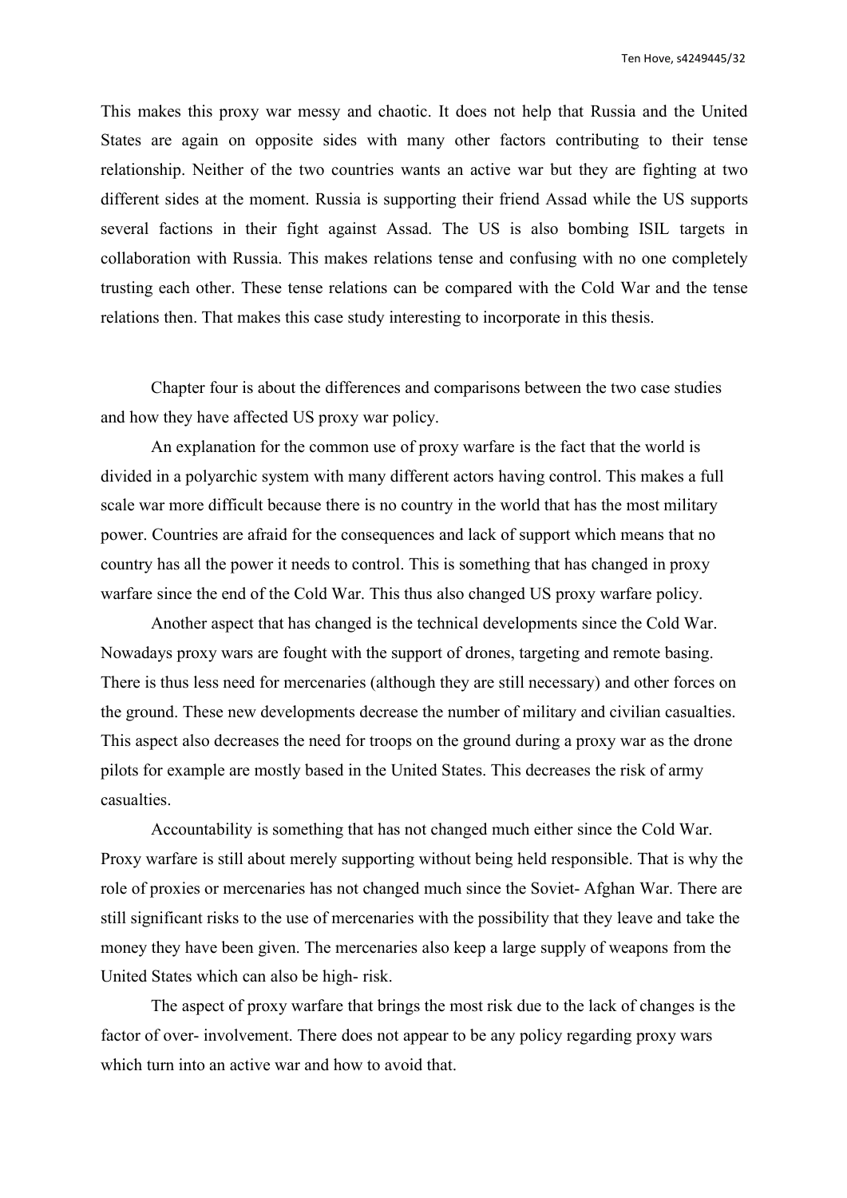This makes this proxy war messy and chaotic. It does not help that Russia and the United States are again on opposite sides with many other factors contributing to their tense relationship. Neither of the two countries wants an active war but they are fighting at two different sides at the moment. Russia is supporting their friend Assad while the US supports several factions in their fight against Assad. The US is also bombing ISIL targets in collaboration with Russia. This makes relations tense and confusing with no one completely trusting each other. These tense relations can be compared with the Cold War and the tense relations then. That makes this case study interesting to incorporate in this thesis.

Chapter four is about the differences and comparisons between the two case studies and how they have affected US proxy war policy.

An explanation for the common use of proxy warfare is the fact that the world is divided in a polyarchic system with many different actors having control. This makes a full scale war more difficult because there is no country in the world that has the most military power. Countries are afraid for the consequences and lack of support which means that no country has all the power it needs to control. This is something that has changed in proxy warfare since the end of the Cold War. This thus also changed US proxy warfare policy.

Another aspect that has changed is the technical developments since the Cold War. Nowadays proxy wars are fought with the support of drones, targeting and remote basing. There is thus less need for mercenaries (although they are still necessary) and other forces on the ground. These new developments decrease the number of military and civilian casualties. This aspect also decreases the need for troops on the ground during a proxy war as the drone pilots for example are mostly based in the United States. This decreases the risk of army casualties.

Accountability is something that has not changed much either since the Cold War. Proxy warfare is still about merely supporting without being held responsible. That is why the role of proxies or mercenaries has not changed much since the Soviet- Afghan War. There are still significant risks to the use of mercenaries with the possibility that they leave and take the money they have been given. The mercenaries also keep a large supply of weapons from the United States which can also be high- risk.

The aspect of proxy warfare that brings the most risk due to the lack of changes is the factor of over- involvement. There does not appear to be any policy regarding proxy wars which turn into an active war and how to avoid that.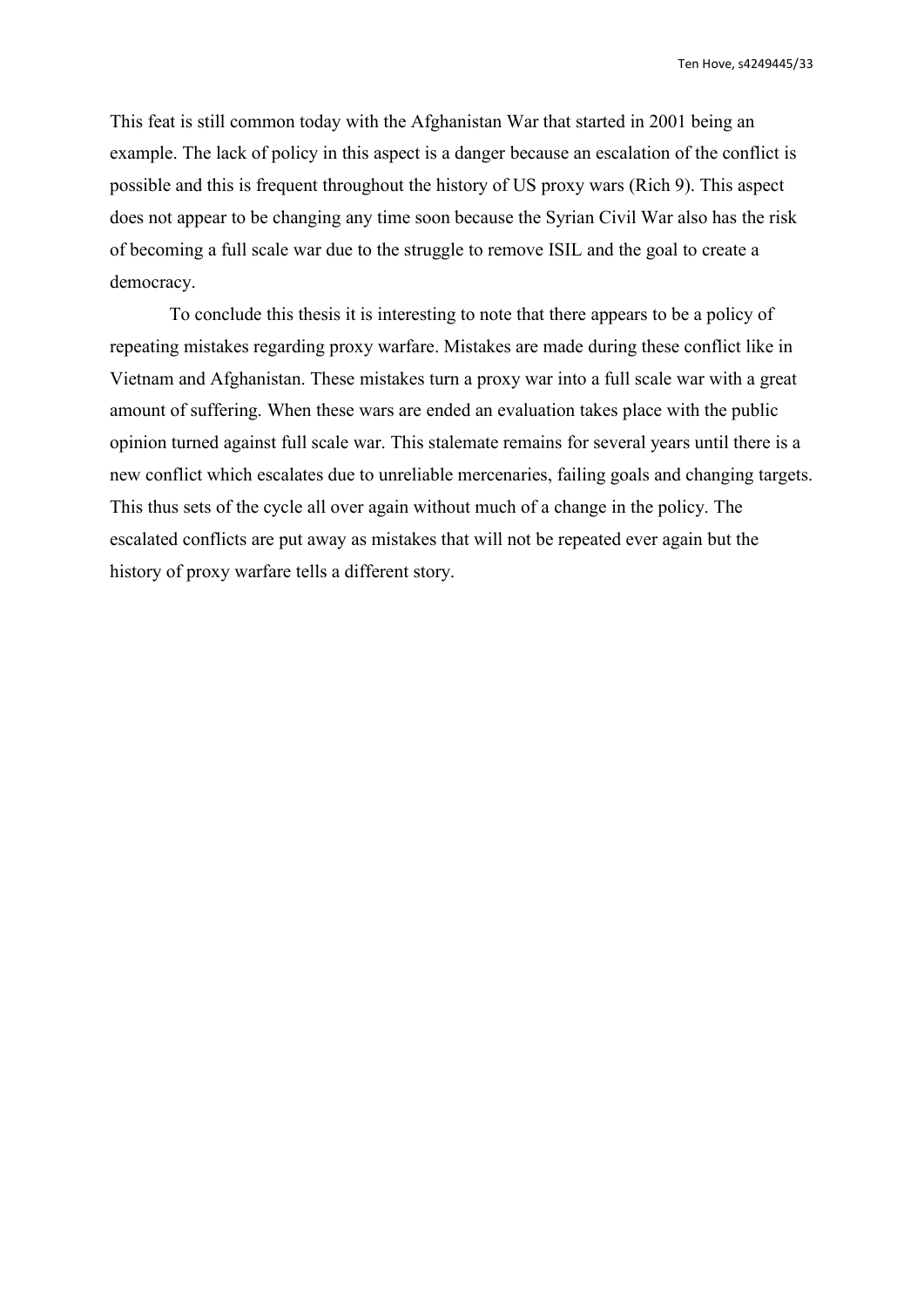This feat is still common today with the Afghanistan War that started in 2001 being an example. The lack of policy in this aspect is a danger because an escalation of the conflict is possible and this is frequent throughout the history of US proxy wars (Rich 9). This aspect does not appear to be changing any time soon because the Syrian Civil War also has the risk of becoming a full scale war due to the struggle to remove ISIL and the goal to create a democracy.

To conclude this thesis it is interesting to note that there appears to be a policy of repeating mistakes regarding proxy warfare. Mistakes are made during these conflict like in Vietnam and Afghanistan. These mistakes turn a proxy war into a full scale war with a great amount of suffering. When these wars are ended an evaluation takes place with the public opinion turned against full scale war. This stalemate remains for several years until there is a new conflict which escalates due to unreliable mercenaries, failing goals and changing targets. This thus sets of the cycle all over again without much of a change in the policy. The escalated conflicts are put away as mistakes that will not be repeated ever again but the history of proxy warfare tells a different story.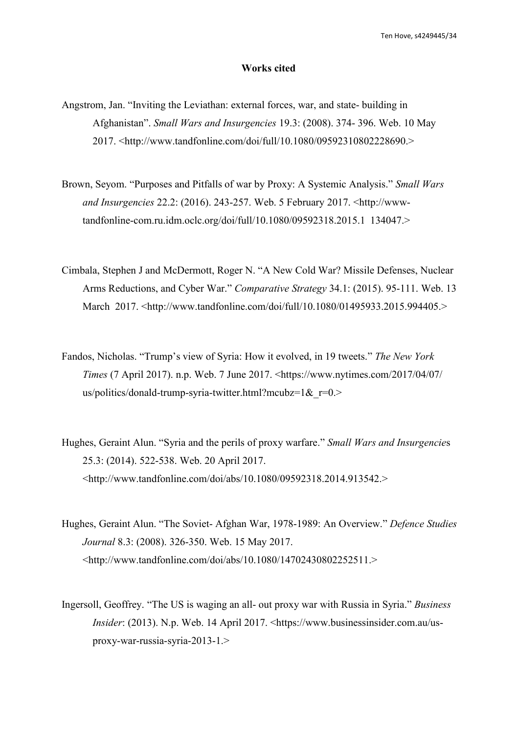**Works cited**

Angstrom, Jan. "Inviting the Leviathan: external forces, war, and state- building in Afghanistan". *Small Wars and Insurgencies* 19.3: (2008). 374- 396. Web. 10 May 2017. <http://www.tandfonline.com/doi/full/10.1080/09592310802228690.>

Brown, Seyom. "Purposes and Pitfalls of war by Proxy: A Systemic Analysis." *Small Wars and Insurgencies* 22.2: (2016). 243-257. Web. 5 February 2017. <http://www-tandfonline-com.ru.idm.oclc.org/doi/full/10.1080/09592318.2015.1 134047.>

Cimbala, Stephen J and McDermott, Roger N. "A New Cold War? Missile Defenses, Nuclear Arms Reductions, and Cyber War." *Comparative Strategy* 34.1: (2015). 95-111. Web. 13 March 2017. <http://www.tandfonline.com/doi/full/10.1080/01495933.2015.994405.>

Fandos, Nicholas. "Trump's view of Syria: How it evolved, in 19 tweets." *The New York Times* (7 April 2017). n.p. Web. 7 June 2017. <https://www.nytimes.com/2017/04/07/us/politics/donald-trump-syria-twitter.html?mcubz=1&_r=0.>

Hughes, Geraint Alun. "Syria and the perils of proxy warfare." *Small Wars and Insurgencies* 25.3: (2014). 522-538. Web. 20 April 2017. <http://www.tandfonline.com/doi/abs/10.1080/09592318.2014.913542.>

Hughes, Geraint Alun. "The Soviet- Afghan War, 1978-1989: An Overview." *Defence Studies Journal* 8.3: (2008). 326-350. Web. 15 May 2017. <http://www.tandfonline.com/doi/abs/10.1080/14702430802252511.>

Ingersoll, Geoffrey. "The US is waging an all- out proxy war with Russia in Syria." *Business Insider*: (2013). N.p. Web. 14 April 2017. <https://www.businessinsider.com.au/us-proxy-war-russia-syria-2013-1.>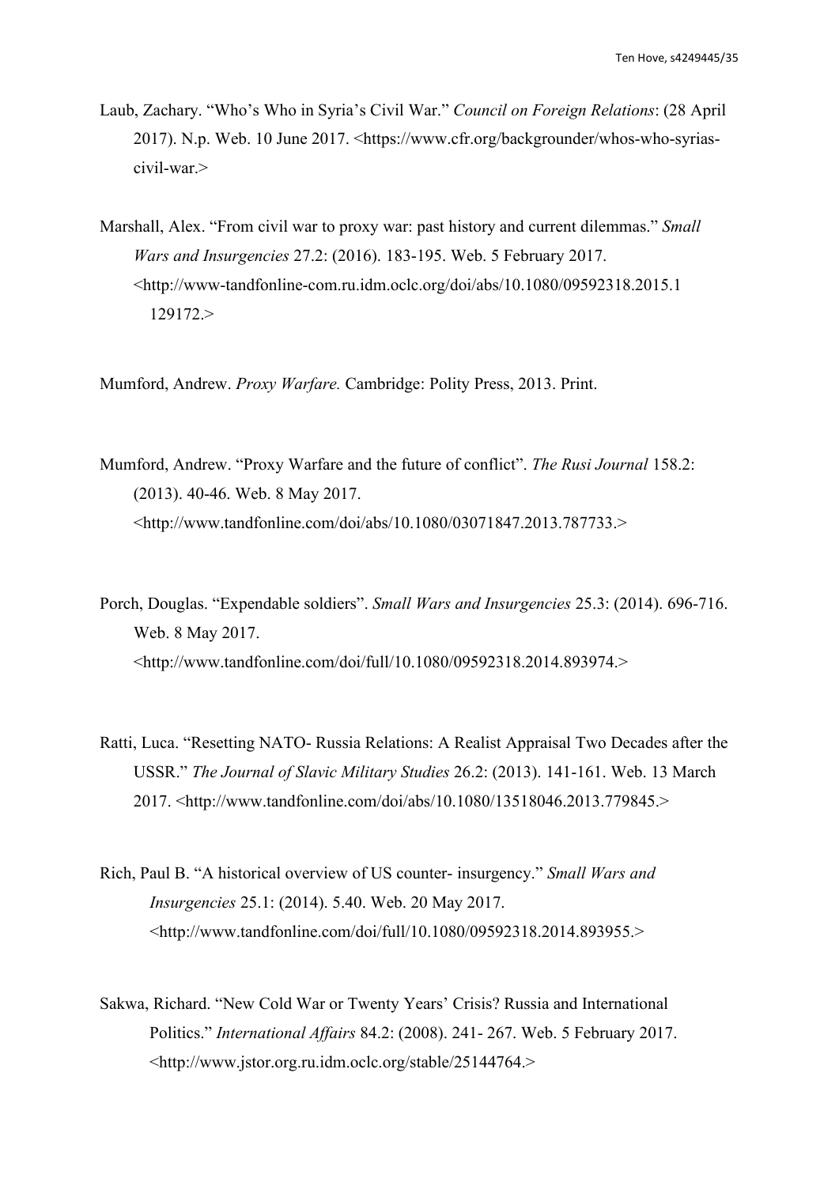Laub, Zachary. “Who’s Who in Syria’s Civil War.” *Council on Foreign Relations*: (28 April 2017). N.p. Web. 10 June 2017. <https://www.cfr.org/backgrounder/whos-who-syrias-civil-war.>

Marshall, Alex. “From civil war to proxy war: past history and current dilemmas.” *Small Wars and Insurgencies* 27.2: (2016). 183-195. Web. 5 February 2017. <http://www-tandfonline-com.ru.idm.oclc.org/doi/abs/10.1080/09592318.2015.1129172.>

Mumford, Andrew. *Proxy Warfare.* Cambridge: Polity Press, 2013. Print.

Mumford, Andrew. “Proxy Warfare and the future of conflict”. *The Rusi Journal* 158.2: (2013). 40-46. Web. 8 May 2017. <http://www.tandfonline.com/doi/abs/10.1080/03071847.2013.787733.>

Porch, Douglas. “Expendable soldiers”. *Small Wars and Insurgencies* 25.3: (2014). 696-716. Web. 8 May 2017. <http://www.tandfonline.com/doi/full/10.1080/09592318.2014.893974.>

Ratti, Luca. “Resetting NATO- Russia Relations: A Realist Appraisal Two Decades after the USSR.” *The Journal of Slavic Military Studies* 26.2: (2013). 141-161. Web. 13 March 2017. <http://www.tandfonline.com/doi/abs/10.1080/13518046.2013.779845.>

Rich, Paul B. “A historical overview of US counter- insurgency.” *Small Wars and Insurgencies* 25.1: (2014). 5.40. Web. 20 May 2017. <http://www.tandfonline.com/doi/full/10.1080/09592318.2014.893955.>

Sakwa, Richard. “New Cold War or Twenty Years’ Crisis? Russia and International Politics.” *International Affairs* 84.2: (2008). 241- 267. Web. 5 February 2017. <http://www.jstor.org.ru.idm.oclc.org/stable/25144764.>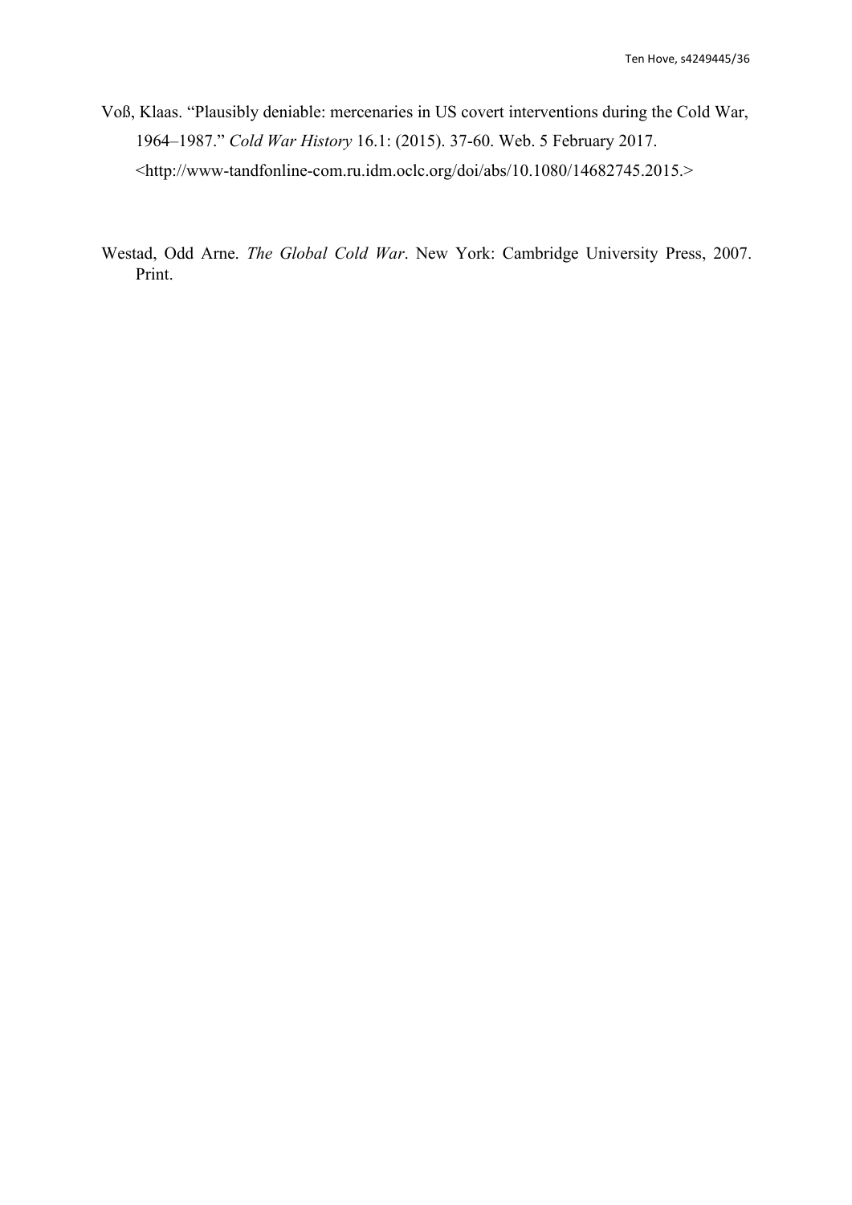Voß, Klaas. "Plausibly deniable: mercenaries in US covert interventions during the Cold War, 1964–1987." *Cold War History* 16.1: (2015). 37-60. Web. 5 February 2017. <http://www-tandfonline-com.ru.idm.oclc.org/doi/abs/10.1080/14682745.2015.>

Westad, Odd Arne. *The Global Cold War*. New York: Cambridge University Press, 2007. Print.